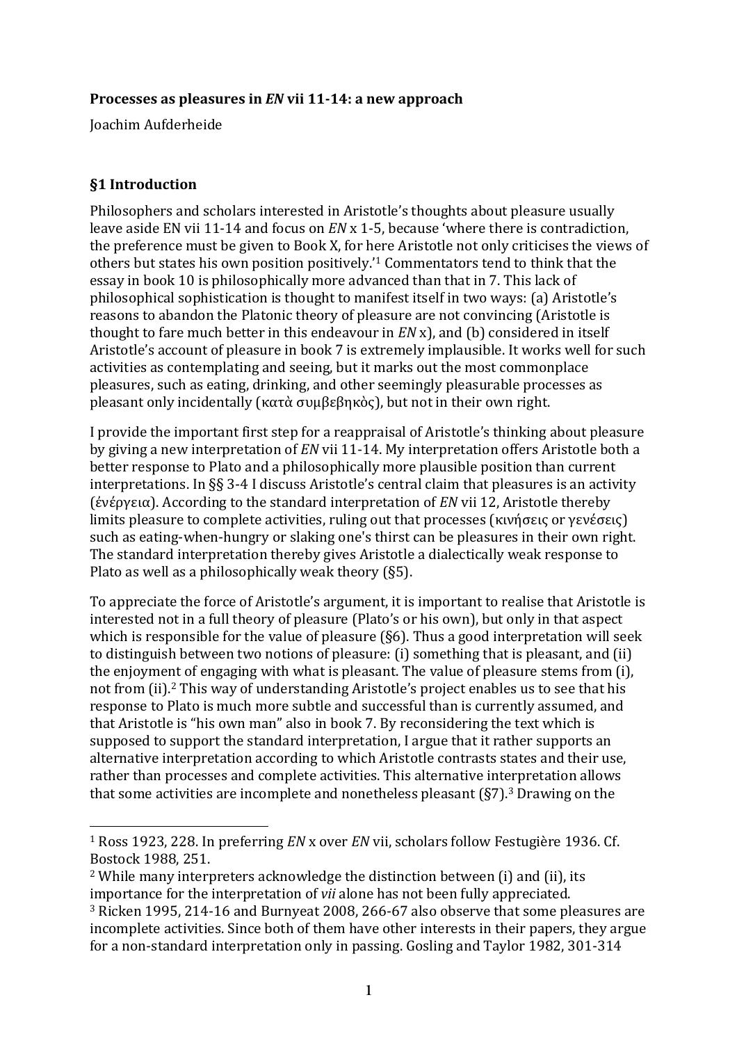**Processes as pleasures in *EN* vii 11-14: a new approach**

Joachim Aufderheide

## §1 Introduction

Philosophers and scholars interested in Aristotle's thoughts about pleasure usually leave aside EN vii 11-14 and focus on *EN* x 1-5, because 'where there is contradiction, the preference must be given to Book X, for here Aristotle not only criticises the views of others but states his own position positively.'[1] Commentators tend to think that the essay in book 10 is philosophically more advanced than that in 7. This lack of philosophical sophistication is thought to manifest itself in two ways: (a) Aristotle's reasons to abandon the Platonic theory of pleasure are not convincing (Aristotle is thought to fare much better in this endeavour in *EN* x), and (b) considered in itself Aristotle's account of pleasure in book 7 is extremely implausible. It works well for such activities as contemplating and seeing, but it marks out the most commonplace pleasures, such as eating, drinking, and other seemingly pleasurable processes as pleasant only incidentally (κατὰ συμβεβηκὸς), but not in their own right.

I provide the important first step for a reappraisal of Aristotle's thinking about pleasure by giving a new interpretation of *EN* vii 11-14. My interpretation offers Aristotle both a better response to Plato and a philosophically more plausible position than current interpretations. In §§ 3-4 I discuss Aristotle's central claim that pleasures is an activity (ἐνέργεια). According to the standard interpretation of *EN* vii 12, Aristotle thereby limits pleasure to complete activities, ruling out that processes (κινήσεις or γενέσεις) such as eating-when-hungry or slaking one's thirst can be pleasures in their own right. The standard interpretation thereby gives Aristotle a dialectically weak response to Plato as well as a philosophically weak theory (§5).

To appreciate the force of Aristotle's argument, it is important to realise that Aristotle is interested not in a full theory of pleasure (Plato's or his own), but only in that aspect which is responsible for the value of pleasure (§6). Thus a good interpretation will seek to distinguish between two notions of pleasure: (i) something that is pleasant, and (ii) the enjoyment of engaging with what is pleasant. The value of pleasure stems from (i), not from (ii).[2] This way of understanding Aristotle's project enables us to see that his response to Plato is much more subtle and successful than is currently assumed, and that Aristotle is "his own man" also in book 7. By reconsidering the text which is supposed to support the standard interpretation, I argue that it rather supports an alternative interpretation according to which Aristotle contrasts states and their use, rather than processes and complete activities. This alternative interpretation allows that some activities are incomplete and nonetheless pleasant (§7).[3] Drawing on the

---

[1] Ross 1923, 228. In preferring *EN* x over *EN* vii, scholars follow Festugière 1936. Cf. Bostock 1988, 251.

[2] While many interpreters acknowledge the distinction between (i) and (ii), its importance for the interpretation of *vii* alone has not been fully appreciated.

[3] Ricken 1995, 214-16 and Burnyeat 2008, 266-67 also observe that some pleasures are incomplete activities. Since both of them have other interests in their papers, they argue for a non-standard interpretation only in passing. Gosling and Taylor 1982, 301-314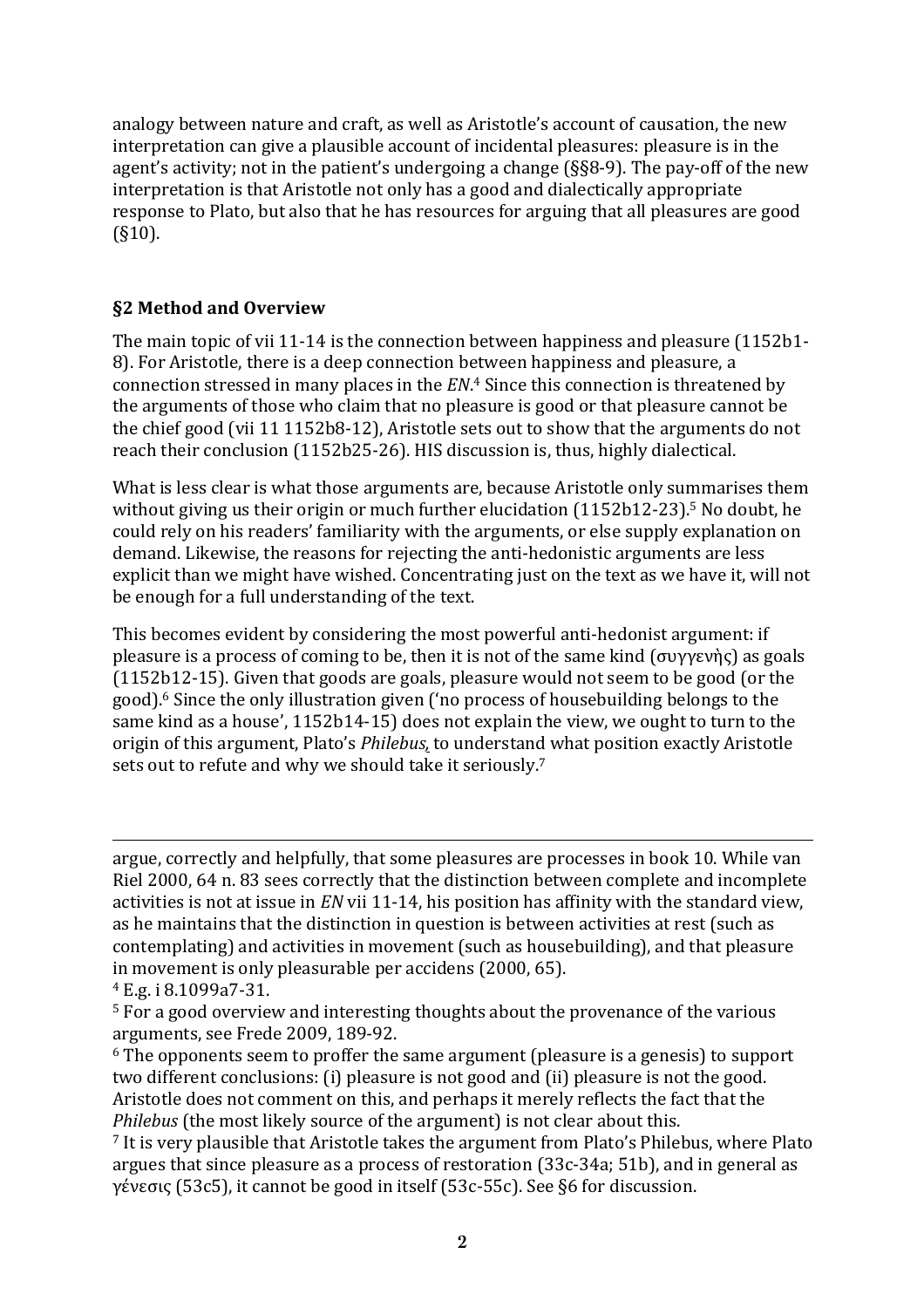analogy between nature and craft, as well as Aristotle's account of causation, the new interpretation can give a plausible account of incidental pleasures: pleasure is in the agent's activity; not in the patient's undergoing a change (§§8-9). The pay-off of the new interpretation is that Aristotle not only has a good and dialectically appropriate response to Plato, but also that he has resources for arguing that all pleasures are good (§10).

## §2 Method and Overview

The main topic of vii 11-14 is the connection between happiness and pleasure (1152b1-8). For Aristotle, there is a deep connection between happiness and pleasure, a connection stressed in many places in the *EN*.[4] Since this connection is threatened by the arguments of those who claim that no pleasure is good or that pleasure cannot be the chief good (vii 11 1152b8-12), Aristotle sets out to show that the arguments do not reach their conclusion (1152b25-26). HIS discussion is, thus, highly dialectical.

What is less clear is what those arguments are, because Aristotle only summarises them without giving us their origin or much further elucidation (1152b12-23).[5] No doubt, he could rely on his readers' familiarity with the arguments, or else supply explanation on demand. Likewise, the reasons for rejecting the anti-hedonistic arguments are less explicit than we might have wished. Concentrating just on the text as we have it, will not be enough for a full understanding of the text.

This becomes evident by considering the most powerful anti-hedonist argument: if pleasure is a process of coming to be, then it is not of the same kind (συγγενὴς) as goals (1152b12-15). Given that goods are goals, pleasure would not seem to be good (or the good).[6] Since the only illustration given ('no process of housebuilding belongs to the same kind as a house', 1152b14-15) does not explain the view, we ought to turn to the origin of this argument, Plato's *Philebus*, to understand what position exactly Aristotle sets out to refute and why we should take it seriously.[7]

---

argue, correctly and helpfully, that some pleasures are processes in book 10. While van Riel 2000, 64 n. 83 sees correctly that the distinction between complete and incomplete activities is not at issue in *EN* vii 11-14, his position has affinity with the standard view, as he maintains that the distinction in question is between activities at rest (such as contemplating) and activities in movement (such as housebuilding), and that pleasure in movement is only pleasurable per accidens (2000, 65).

[4] E.g. i 8.1099a7-31.

[5] For a good overview and interesting thoughts about the provenance of the various arguments, see Frede 2009, 189-92.

[6] The opponents seem to proffer the same argument (pleasure is a genesis) to support two different conclusions: (i) pleasure is not good and (ii) pleasure is not the good. Aristotle does not comment on this, and perhaps it merely reflects the fact that the *Philebus* (the most likely source of the argument) is not clear about this.

[7] It is very plausible that Aristotle takes the argument from Plato's Philebus, where Plato argues that since pleasure as a process of restoration (33c-34a; 51b), and in general as γένεσις (53c5), it cannot be good in itself (53c-55c). See §6 for discussion.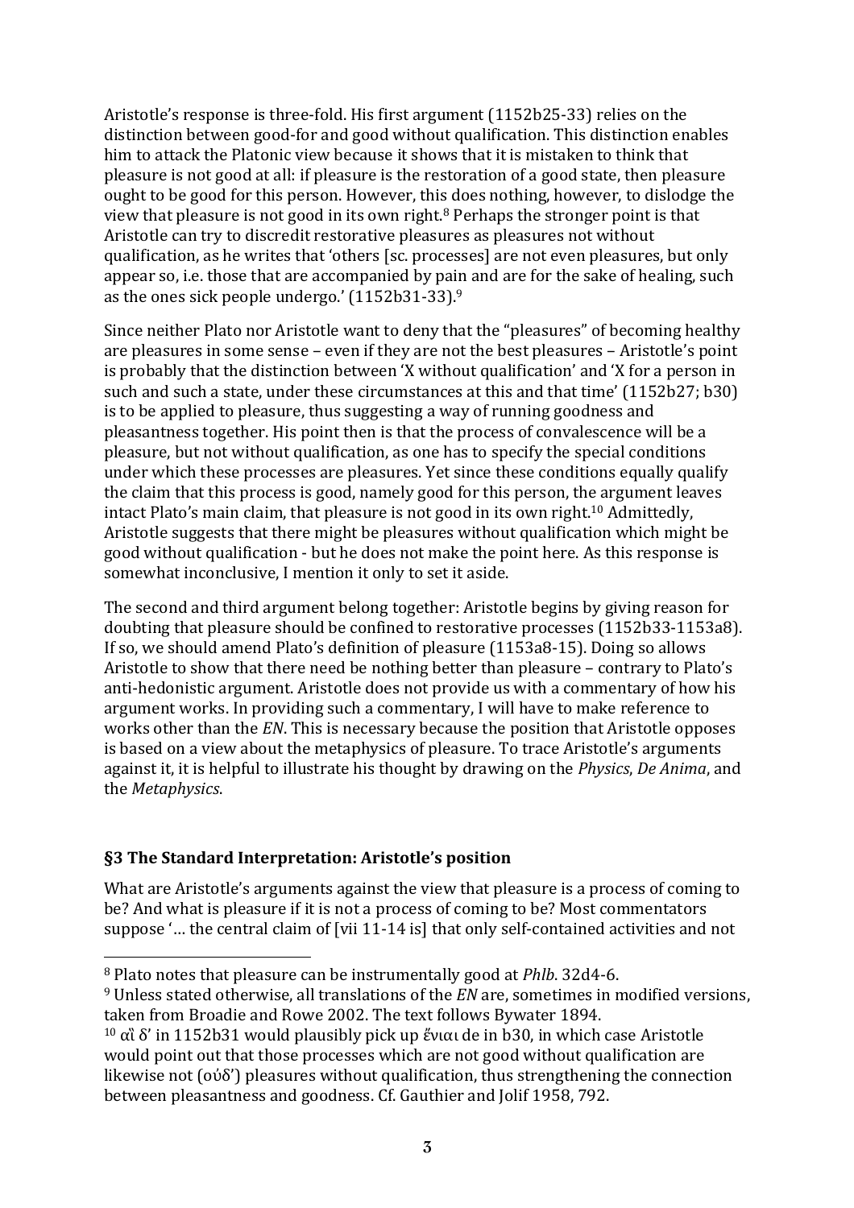Aristotle's response is three-fold. His first argument (1152b25-33) relies on the distinction between good-for and good without qualification. This distinction enables him to attack the Platonic view because it shows that it is mistaken to think that pleasure is not good at all: if pleasure is the restoration of a good state, then pleasure ought to be good for this person. However, this does nothing, however, to dislodge the view that pleasure is not good in its own right.[8] Perhaps the stronger point is that Aristotle can try to discredit restorative pleasures as pleasures not without qualification, as he writes that 'others [sc. processes] are not even pleasures, but only appear so, i.e. those that are accompanied by pain and are for the sake of healing, such as the ones sick people undergo.' (1152b31-33).[9]

Since neither Plato nor Aristotle want to deny that the "pleasures" of becoming healthy are pleasures in some sense – even if they are not the best pleasures – Aristotle's point is probably that the distinction between 'X without qualification' and 'X for a person in such and such a state, under these circumstances at this and that time' (1152b27; b30) is to be applied to pleasure, thus suggesting a way of running goodness and pleasantness together. His point then is that the process of convalescence will be a pleasure, but not without qualification, as one has to specify the special conditions under which these processes are pleasures. Yet since these conditions equally qualify the claim that this process is good, namely good for this person, the argument leaves intact Plato's main claim, that pleasure is not good in its own right.[10] Admittedly, Aristotle suggests that there might be pleasures without qualification which might be good without qualification - but he does not make the point here. As this response is somewhat inconclusive, I mention it only to set it aside.

The second and third argument belong together: Aristotle begins by giving reason for doubting that pleasure should be confined to restorative processes (1152b33-1153a8). If so, we should amend Plato's definition of pleasure (1153a8-15). Doing so allows Aristotle to show that there need be nothing better than pleasure – contrary to Plato's anti-hedonistic argument. Aristotle does not provide us with a commentary of how his argument works. In providing such a commentary, I will have to make reference to works other than the *EN*. This is necessary because the position that Aristotle opposes is based on a view about the metaphysics of pleasure. To trace Aristotle's arguments against it, it is helpful to illustrate his thought by drawing on the *Physics*, *De Anima*, and the *Metaphysics*.

## §3 The Standard Interpretation: Aristotle's position

What are Aristotle's arguments against the view that pleasure is a process of coming to be? And what is pleasure if it is not a process of coming to be? Most commentators suppose '… the central claim of [vii 11-14 is] that only self-contained activities and not

---

[8] Plato notes that pleasure can be instrumentally good at *Phlb*. 32d4-6.

[9] Unless stated otherwise, all translations of the *EN* are, sometimes in modified versions, taken from Broadie and Rowe 2002. The text follows Bywater 1894.

[10] αἳ δ' in 1152b31 would plausibly pick up ἔνιαι de in b30, in which case Aristotle would point out that those processes which are not good without qualification are likewise not (οὐδ') pleasures without qualification, thus strengthening the connection between pleasantness and goodness. Cf. Gauthier and Jolif 1958, 792.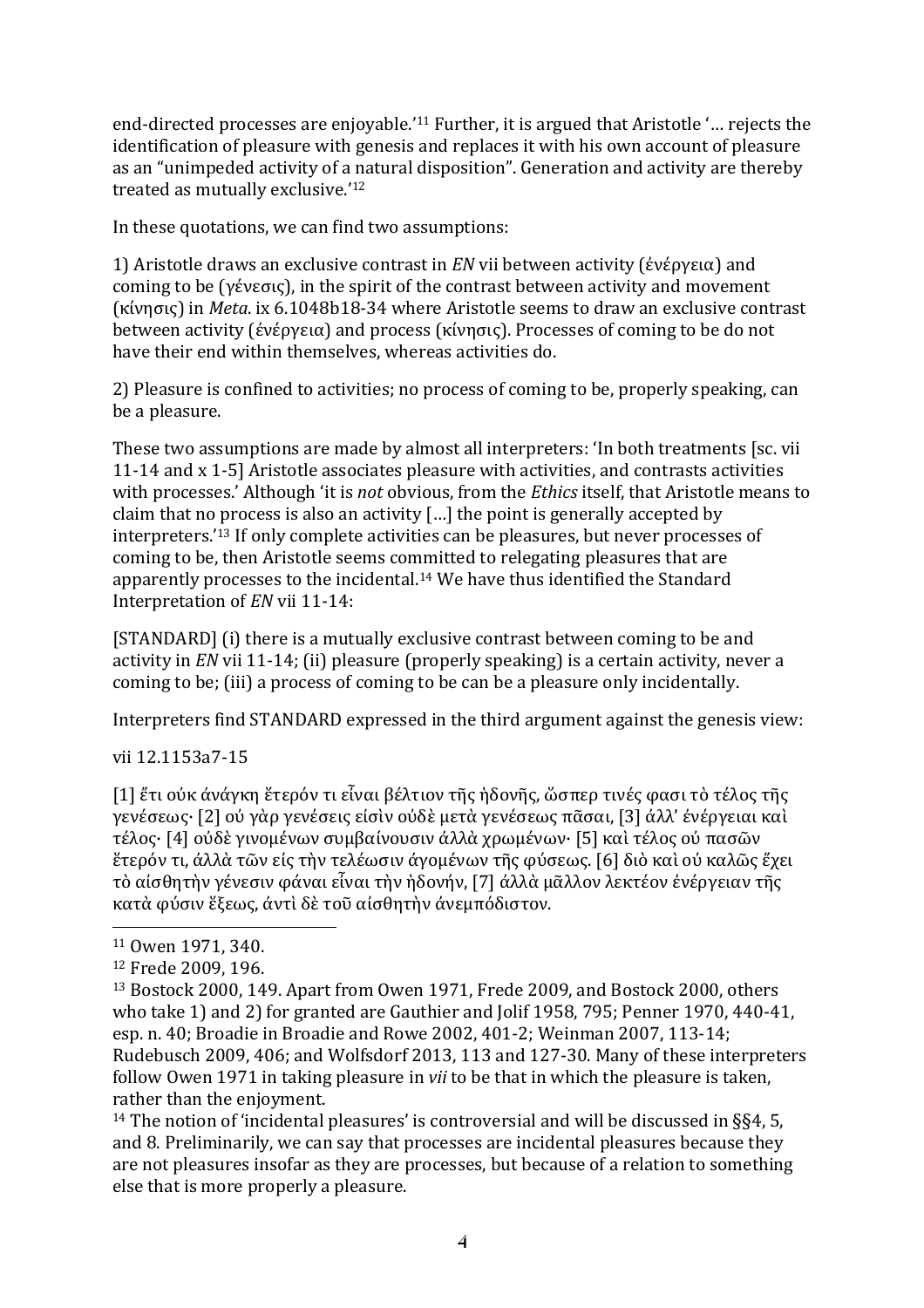end-directed processes are enjoyable.'[11] Further, it is argued that Aristotle '… rejects the identification of pleasure with genesis and replaces it with his own account of pleasure as an "unimpeded activity of a natural disposition". Generation and activity are thereby treated as mutually exclusive.'[12]

In these quotations, we can find two assumptions:

1) Aristotle draws an exclusive contrast in *EN* vii between activity (ἐνέργεια) and coming to be (γένεσις), in the spirit of the contrast between activity and movement (κίνησις) in *Meta*. ix 6.1048b18-34 where Aristotle seems to draw an exclusive contrast between activity (ἐνέργεια) and process (κίνησις). Processes of coming to be do not have their end within themselves, whereas activities do.

2) Pleasure is confined to activities; no process of coming to be, properly speaking, can be a pleasure.

These two assumptions are made by almost all interpreters: 'In both treatments [sc. vii 11-14 and x 1-5] Aristotle associates pleasure with activities, and contrasts activities with processes.' Although 'it is *not* obvious, from the *Ethics* itself, that Aristotle means to claim that no process is also an activity […] the point is generally accepted by interpreters.'[13] If only complete activities can be pleasures, but never processes of coming to be, then Aristotle seems committed to relegating pleasures that are apparently processes to the incidental.[14] We have thus identified the Standard Interpretation of *EN* vii 11-14:

[STANDARD] (i) there is a mutually exclusive contrast between coming to be and activity in *EN* vii 11-14; (ii) pleasure (properly speaking) is a certain activity, never a coming to be; (iii) a process of coming to be can be a pleasure only incidentally.

Interpreters find STANDARD expressed in the third argument against the genesis view:

vii 12.1153a7-15

[1] ἔτι οὐκ ἀνάγκη ἕτερόν τι εἶναι βέλτιον τῆς ἡδονῆς, ὥσπερ τινές φασι τὸ τέλος τῆς γενέσεως· [2] οὐ γὰρ γενέσεις εἰσὶν οὐδὲ μετὰ γενέσεως πᾶσαι, [3] ἀλλ' ἐνέργειαι καὶ τέλος· [4] οὐδὲ γινομένων συμβαίνουσιν ἀλλὰ χρωμένων· [5] καὶ τέλος οὐ πασῶν ἕτερόν τι, ἀλλὰ τῶν εἰς τὴν τελέωσιν ἀγομένων τῆς φύσεως. [6] διὸ καὶ οὐ καλῶς ἔχει τὸ αἰσθητὴν γένεσιν φάναι εἶναι τὴν ἡδονήν, [7] ἀλλὰ μᾶλλον λεκτέον ἐνέργειαν τῆς κατὰ φύσιν ἕξεως, ἀντὶ δὲ τοῦ αἰσθητὴν ἀνεμπόδιστον.

---

[11] Owen 1971, 340.

[12] Frede 2009, 196.

[13] Bostock 2000, 149. Apart from Owen 1971, Frede 2009, and Bostock 2000, others who take 1) and 2) for granted are Gauthier and Jolif 1958, 795; Penner 1970, 440-41, esp. n. 40; Broadie in Broadie and Rowe 2002, 401-2; Weinman 2007, 113-14; Rudebusch 2009, 406; and Wolfsdorf 2013, 113 and 127-30. Many of these interpreters follow Owen 1971 in taking pleasure in *vii* to be that in which the pleasure is taken, rather than the enjoyment.

[14] The notion of 'incidental pleasures' is controversial and will be discussed in §§4, 5, and 8. Preliminarily, we can say that processes are incidental pleasures because they are not pleasures insofar as they are processes, but because of a relation to something else that is more properly a pleasure.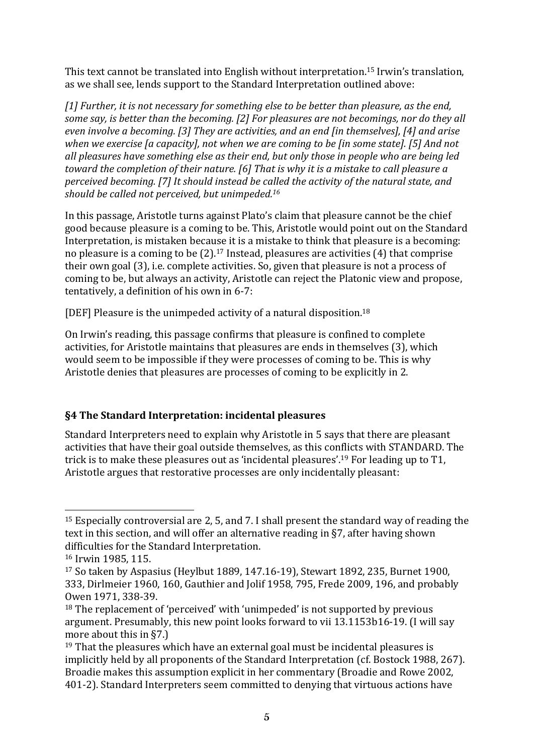This text cannot be translated into English without interpretation.[15] Irwin's translation, as we shall see, lends support to the Standard Interpretation outlined above:

*[1] Further, it is not necessary for something else to be better than pleasure, as the end, some say, is better than the becoming. [2] For pleasures are not becomings, nor do they all even involve a becoming. [3] They are activities, and an end [in themselves], [4] and arise when we exercise [a capacity], not when we are coming to be [in some state]. [5] And not all pleasures have something else as their end, but only those in people who are being led toward the completion of their nature. [6] That is why it is a mistake to call pleasure a perceived becoming. [7] It should instead be called the activity of the natural state, and should be called not perceived, but unimpeded.[16]*

In this passage, Aristotle turns against Plato's claim that pleasure cannot be the chief good because pleasure is a coming to be. This, Aristotle would point out on the Standard Interpretation, is mistaken because it is a mistake to think that pleasure is a becoming: no pleasure is a coming to be (2).[17] Instead, pleasures are activities (4) that comprise their own goal (3), i.e. complete activities. So, given that pleasure is not a process of coming to be, but always an activity, Aristotle can reject the Platonic view and propose, tentatively, a definition of his own in 6-7:

[DEF] Pleasure is the unimpeded activity of a natural disposition.[18]

On Irwin's reading, this passage confirms that pleasure is confined to complete activities, for Aristotle maintains that pleasures are ends in themselves (3), which would seem to be impossible if they were processes of coming to be. This is why Aristotle denies that pleasures are processes of coming to be explicitly in 2.

## §4 The Standard Interpretation: incidental pleasures

Standard Interpreters need to explain why Aristotle in 5 says that there are pleasant activities that have their goal outside themselves, as this conflicts with STANDARD. The trick is to make these pleasures out as 'incidental pleasures'.[19] For leading up to T1, Aristotle argues that restorative processes are only incidentally pleasant:

---

[15] Especially controversial are 2, 5, and 7. I shall present the standard way of reading the text in this section, and will offer an alternative reading in §7, after having shown difficulties for the Standard Interpretation.

[16] Irwin 1985, 115.

[17] So taken by Aspasius (Heylbut 1889, 147.16-19), Stewart 1892, 235, Burnet 1900, 333, Dirlmeier 1960, 160, Gauthier and Jolif 1958, 795, Frede 2009, 196, and probably Owen 1971, 338-39.

[18] The replacement of 'perceived' with 'unimpeded' is not supported by previous argument. Presumably, this new point looks forward to vii 13.1153b16-19. (I will say more about this in §7.)

[19] That the pleasures which have an external goal must be incidental pleasures is implicitly held by all proponents of the Standard Interpretation (cf. Bostock 1988, 267). Broadie makes this assumption explicit in her commentary (Broadie and Rowe 2002, 401-2). Standard Interpreters seem committed to denying that virtuous actions have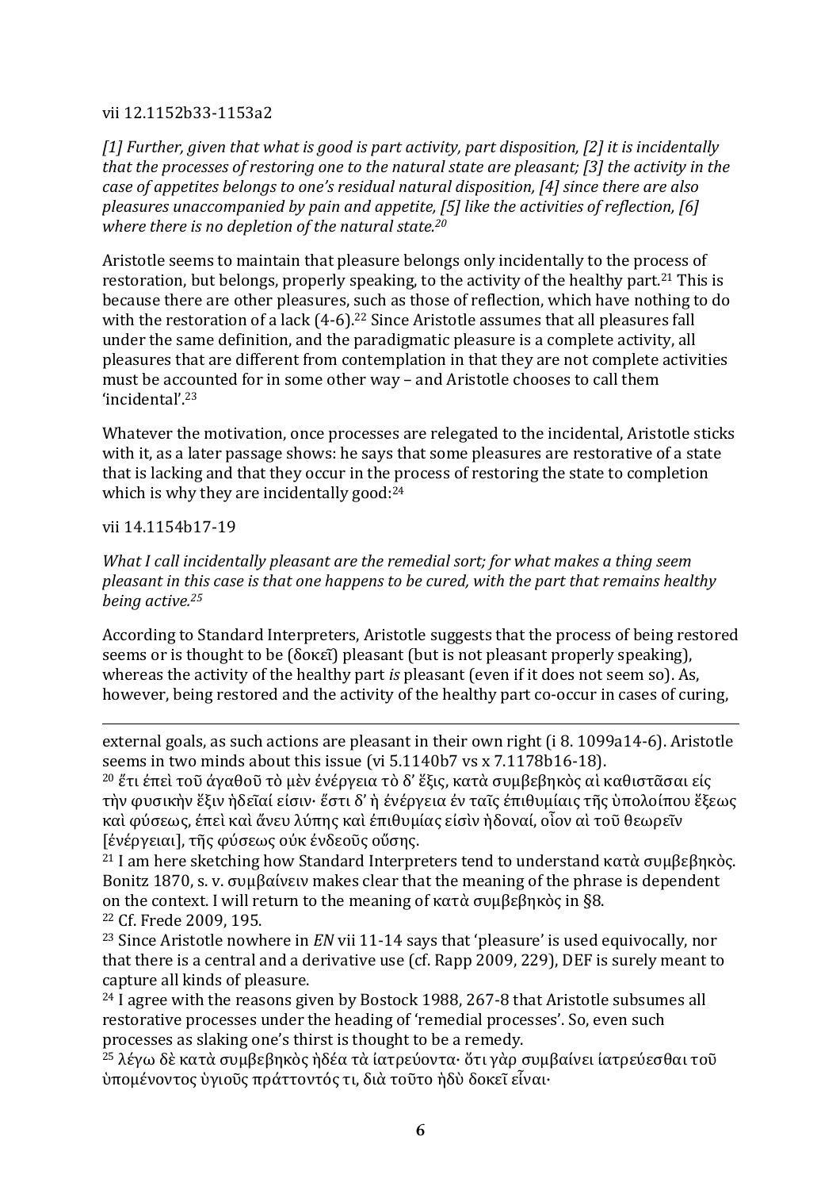vii 12.1152b33-1153a2

*[1] Further, given that what is good is part activity, part disposition, [2] it is incidentally that the processes of restoring one to the natural state are pleasant; [3] the activity in the case of appetites belongs to one's residual natural disposition, [4] since there are also pleasures unaccompanied by pain and appetite, [5] like the activities of reflection, [6] where there is no depletion of the natural state.*[20]

Aristotle seems to maintain that pleasure belongs only incidentally to the process of restoration, but belongs, properly speaking, to the activity of the healthy part.[21] This is because there are other pleasures, such as those of reflection, which have nothing to do with the restoration of a lack (4-6).[22] Since Aristotle assumes that all pleasures fall under the same definition, and the paradigmatic pleasure is a complete activity, all pleasures that are different from contemplation in that they are not complete activities must be accounted for in some other way – and Aristotle chooses to call them 'incidental'.[23]

Whatever the motivation, once processes are relegated to the incidental, Aristotle sticks with it, as a later passage shows: he says that some pleasures are restorative of a state that is lacking and that they occur in the process of restoring the state to completion which is why they are incidentally good:[24]

vii 14.1154b17-19

*What I call incidentally pleasant are the remedial sort; for what makes a thing seem pleasant in this case is that one happens to be cured, with the part that remains healthy being active.*[25]

According to Standard Interpreters, Aristotle suggests that the process of being restored seems or is thought to be (δοκεῖ) pleasant (but is not pleasant properly speaking), whereas the activity of the healthy part *is* pleasant (even if it does not seem so). As, however, being restored and the activity of the healthy part co-occur in cases of curing,

---

external goals, as such actions are pleasant in their own right (i 8. 1099a14-6). Aristotle seems in two minds about this issue (vi 5.1140b7 vs x 7.1178b16-18).

[20] ἔτι ἐπεὶ τοῦ ἀγαθοῦ τὸ μὲν ἐνέργεια τὸ δ' ἕξις, κατὰ συμβεβηκὸς αἱ καθιστᾶσαι εἰς τὴν φυσικὴν ἕξιν ἡδεῖαί εἰσιν· ἔστι δ' ἡ ἐνέργεια ἐν ταῖς ἐπιθυμίαις τῆς ὑπολοίπου ἕξεως καὶ φύσεως, ἐπεὶ καὶ ἄνευ λύπης καὶ ἐπιθυμίας εἰσὶν ἡδοναί, οἷον αἱ τοῦ θεωρεῖν [ἐνέργειαι], τῆς φύσεως οὐκ ἐνδεοῦς οὔσης.

[21] I am here sketching how Standard Interpreters tend to understand κατὰ συμβεβηκὸς. Bonitz 1870, s. v. συμβαίνειν makes clear that the meaning of the phrase is dependent on the context. I will return to the meaning of κατὰ συμβεβηκὸς in §8.

[22] Cf. Frede 2009, 195.

[23] Since Aristotle nowhere in *EN* vii 11-14 says that 'pleasure' is used equivocally, nor that there is a central and a derivative use (cf. Rapp 2009, 229), DEF is surely meant to capture all kinds of pleasure.

[24] I agree with the reasons given by Bostock 1988, 267-8 that Aristotle subsumes all restorative processes under the heading of 'remedial processes'. So, even such processes as slaking one's thirst is thought to be a remedy.

[25] λέγω δὲ κατὰ συμβεβηκὸς ἡδέα τὰ ἰατρεύοντα· ὅτι γὰρ συμβαίνει ἰατρεύεσθαι τοῦ ὑπομένοντος ὑγιοῦς πράττοντός τι, διὰ τοῦτο ἡδὺ δοκεῖ εἶναι·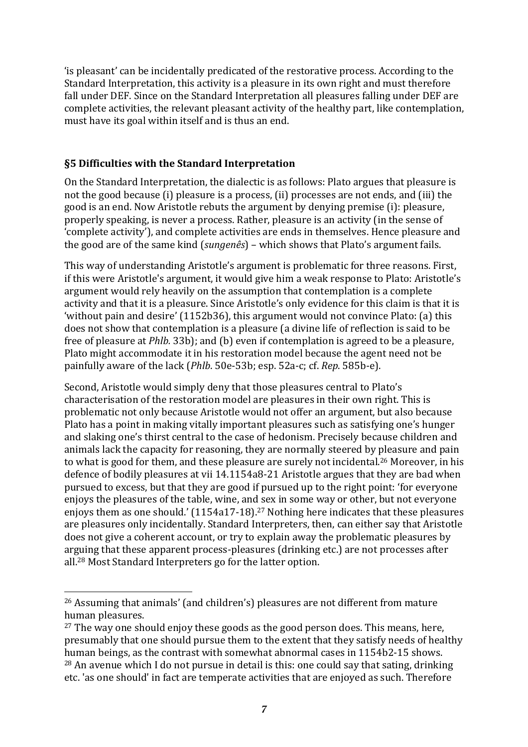'is pleasant' can be incidentally predicated of the restorative process. According to the Standard Interpretation, this activity is a pleasure in its own right and must therefore fall under DEF. Since on the Standard Interpretation all pleasures falling under DEF are complete activities, the relevant pleasant activity of the healthy part, like contemplation, must have its goal within itself and is thus an end.

### §5 Difficulties with the Standard Interpretation

On the Standard Interpretation, the dialectic is as follows: Plato argues that pleasure is not the good because (i) pleasure is a process, (ii) processes are not ends, and (iii) the good is an end. Now Aristotle rebuts the argument by denying premise (i): pleasure, properly speaking, is never a process. Rather, pleasure is an activity (in the sense of 'complete activity'), and complete activities are ends in themselves. Hence pleasure and the good are of the same kind (*sungenês*) – which shows that Plato's argument fails.

This way of understanding Aristotle's argument is problematic for three reasons. First, if this were Aristotle's argument, it would give him a weak response to Plato: Aristotle's argument would rely heavily on the assumption that contemplation is a complete activity and that it is a pleasure. Since Aristotle's only evidence for this claim is that it is 'without pain and desire' (1152b36), this argument would not convince Plato: (a) this does not show that contemplation is a pleasure (a divine life of reflection is said to be free of pleasure at *Phlb.* 33b); and (b) even if contemplation is agreed to be a pleasure, Plato might accommodate it in his restoration model because the agent need not be painfully aware of the lack (*Phlb*. 50e-53b; esp. 52a-c; cf. *Rep*. 585b-e).

Second, Aristotle would simply deny that those pleasures central to Plato's characterisation of the restoration model are pleasures in their own right. This is problematic not only because Aristotle would not offer an argument, but also because Plato has a point in making vitally important pleasures such as satisfying one's hunger and slaking one's thirst central to the case of hedonism. Precisely because children and animals lack the capacity for reasoning, they are normally steered by pleasure and pain to what is good for them, and these pleasure are surely not incidental.[26] Moreover, in his defence of bodily pleasures at vii 14.1154a8-21 Aristotle argues that they are bad when pursued to excess, but that they are good if pursued up to the right point: 'for everyone enjoys the pleasures of the table, wine, and sex in some way or other, but not everyone enjoys them as one should.' (1154a17-18).[27] Nothing here indicates that these pleasures are pleasures only incidentally. Standard Interpreters, then, can either say that Aristotle does not give a coherent account, or try to explain away the problematic pleasures by arguing that these apparent process-pleasures (drinking etc.) are not processes after all.[28] Most Standard Interpreters go for the latter option.

---

[26] Assuming that animals' (and children's) pleasures are not different from mature human pleasures.

[27] The way one should enjoy these goods as the good person does. This means, here, presumably that one should pursue them to the extent that they satisfy needs of healthy human beings, as the contrast with somewhat abnormal cases in 1154b2-15 shows.

[28] An avenue which I do not pursue in detail is this: one could say that sating, drinking etc. 'as one should' in fact are temperate activities that are enjoyed as such. Therefore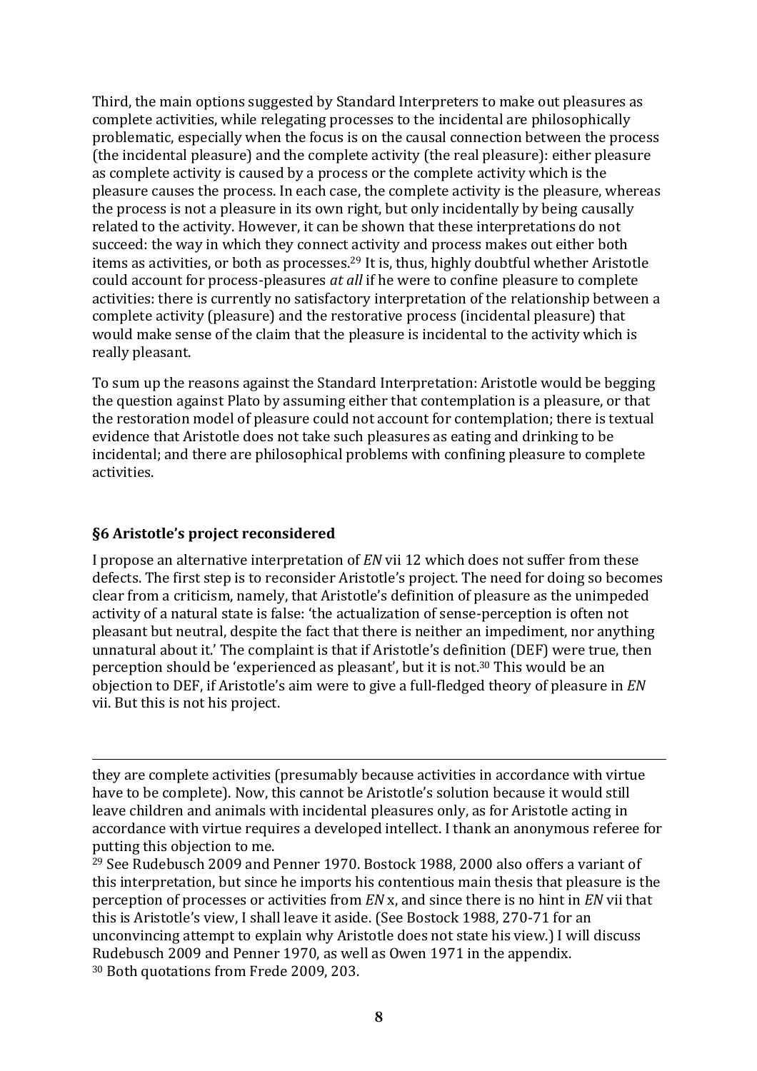Third, the main options suggested by Standard Interpreters to make out pleasures as complete activities, while relegating processes to the incidental are philosophically problematic, especially when the focus is on the causal connection between the process (the incidental pleasure) and the complete activity (the real pleasure): either pleasure as complete activity is caused by a process or the complete activity which is the pleasure causes the process. In each case, the complete activity is the pleasure, whereas the process is not a pleasure in its own right, but only incidentally by being causally related to the activity. However, it can be shown that these interpretations do not succeed: the way in which they connect activity and process makes out either both items as activities, or both as processes.[29] It is, thus, highly doubtful whether Aristotle could account for process-pleasures *at all* if he were to confine pleasure to complete activities: there is currently no satisfactory interpretation of the relationship between a complete activity (pleasure) and the restorative process (incidental pleasure) that would make sense of the claim that the pleasure is incidental to the activity which is really pleasant.

To sum up the reasons against the Standard Interpretation: Aristotle would be begging the question against Plato by assuming either that contemplation is a pleasure, or that the restoration model of pleasure could not account for contemplation; there is textual evidence that Aristotle does not take such pleasures as eating and drinking to be incidental; and there are philosophical problems with confining pleasure to complete activities.

## §6 Aristotle's project reconsidered

I propose an alternative interpretation of *EN* vii 12 which does not suffer from these defects. The first step is to reconsider Aristotle's project. The need for doing so becomes clear from a criticism, namely, that Aristotle's definition of pleasure as the unimpeded activity of a natural state is false: 'the actualization of sense-perception is often not pleasant but neutral, despite the fact that there is neither an impediment, nor anything unnatural about it.' The complaint is that if Aristotle's definition (DEF) were true, then perception should be 'experienced as pleasant', but it is not.[30] This would be an objection to DEF, if Aristotle's aim were to give a full-fledged theory of pleasure in *EN* vii. But this is not his project.

---

they are complete activities (presumably because activities in accordance with virtue have to be complete). Now, this cannot be Aristotle's solution because it would still leave children and animals with incidental pleasures only, as for Aristotle acting in accordance with virtue requires a developed intellect. I thank an anonymous referee for putting this objection to me.

[29] See Rudebusch 2009 and Penner 1970. Bostock 1988, 2000 also offers a variant of this interpretation, but since he imports his contentious main thesis that pleasure is the perception of processes or activities from *EN* x, and since there is no hint in *EN* vii that this is Aristotle's view, I shall leave it aside. (See Bostock 1988, 270-71 for an unconvincing attempt to explain why Aristotle does not state his view.) I will discuss Rudebusch 2009 and Penner 1970, as well as Owen 1971 in the appendix.

[30] Both quotations from Frede 2009, 203.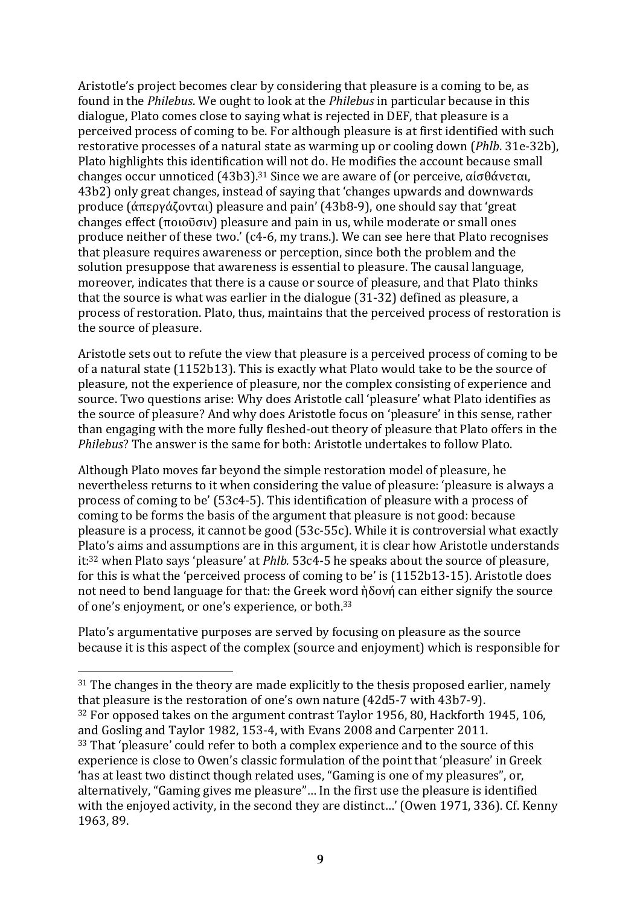Aristotle's project becomes clear by considering that pleasure is a coming to be, as found in the *Philebus*. We ought to look at the *Philebus* in particular because in this dialogue, Plato comes close to saying what is rejected in DEF, that pleasure is a perceived process of coming to be. For although pleasure is at first identified with such restorative processes of a natural state as warming up or cooling down (*Phlb*. 31e-32b), Plato highlights this identification will not do. He modifies the account because small changes occur unnoticed (43b3).[31] Since we are aware of (or perceive, αἰσθάνεται, 43b2) only great changes, instead of saying that 'changes upwards and downwards produce (ἀπεργάζονται) pleasure and pain' (43b8-9), one should say that 'great changes effect (ποιοῦσιν) pleasure and pain in us, while moderate or small ones produce neither of these two.' (c4-6, my trans.). We can see here that Plato recognises that pleasure requires awareness or perception, since both the problem and the solution presuppose that awareness is essential to pleasure. The causal language, moreover, indicates that there is a cause or source of pleasure, and that Plato thinks that the source is what was earlier in the dialogue (31-32) defined as pleasure, a process of restoration. Plato, thus, maintains that the perceived process of restoration is the source of pleasure.

Aristotle sets out to refute the view that pleasure is a perceived process of coming to be of a natural state (1152b13). This is exactly what Plato would take to be the source of pleasure, not the experience of pleasure, nor the complex consisting of experience and source. Two questions arise: Why does Aristotle call 'pleasure' what Plato identifies as the source of pleasure? And why does Aristotle focus on 'pleasure' in this sense, rather than engaging with the more fully fleshed-out theory of pleasure that Plato offers in the *Philebus*? The answer is the same for both: Aristotle undertakes to follow Plato.

Although Plato moves far beyond the simple restoration model of pleasure, he nevertheless returns to it when considering the value of pleasure: 'pleasure is always a process of coming to be' (53c4-5). This identification of pleasure with a process of coming to be forms the basis of the argument that pleasure is not good: because pleasure is a process, it cannot be good (53c-55c). While it is controversial what exactly Plato's aims and assumptions are in this argument, it is clear how Aristotle understands it:[32] when Plato says 'pleasure' at *Phlb.* 53c4-5 he speaks about the source of pleasure, for this is what the 'perceived process of coming to be' is (1152b13-15). Aristotle does not need to bend language for that: the Greek word ἡδονή can either signify the source of one's enjoyment, or one's experience, or both.[33]

Plato's argumentative purposes are served by focusing on pleasure as the source because it is this aspect of the complex (source and enjoyment) which is responsible for

---

[31] The changes in the theory are made explicitly to the thesis proposed earlier, namely that pleasure is the restoration of one's own nature (42d5-7 with 43b7-9).

[32] For opposed takes on the argument contrast Taylor 1956, 80, Hackforth 1945, 106, and Gosling and Taylor 1982, 153-4, with Evans 2008 and Carpenter 2011.

[33] That 'pleasure' could refer to both a complex experience and to the source of this experience is close to Owen's classic formulation of the point that 'pleasure' in Greek 'has at least two distinct though related uses, "Gaming is one of my pleasures", or, alternatively, "Gaming gives me pleasure"… In the first use the pleasure is identified with the enjoyed activity, in the second they are distinct…' (Owen 1971, 336). Cf. Kenny 1963, 89.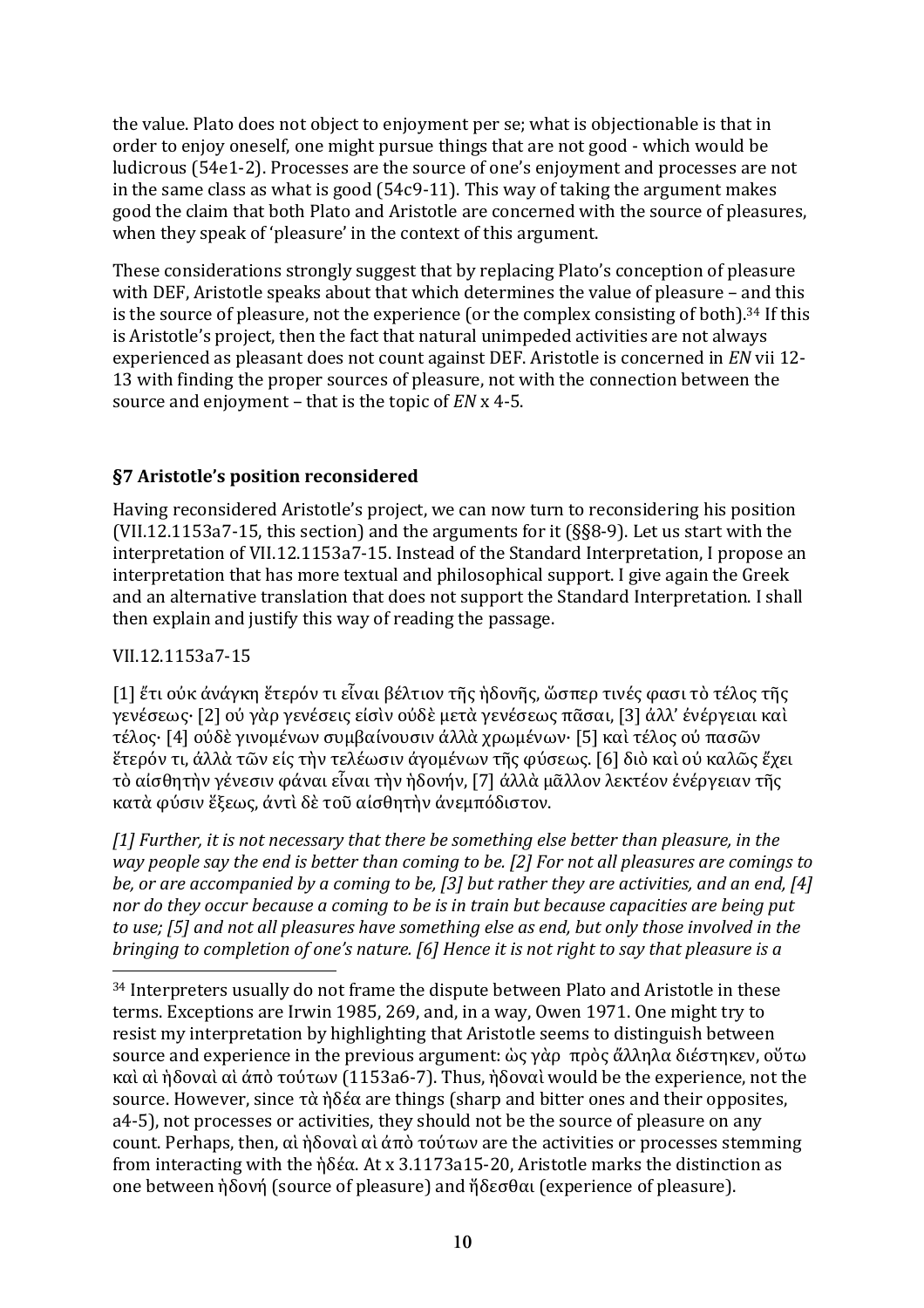the value. Plato does not object to enjoyment per se; what is objectionable is that in order to enjoy oneself, one might pursue things that are not good - which would be ludicrous (54e1-2). Processes are the source of one's enjoyment and processes are not in the same class as what is good (54c9-11). This way of taking the argument makes good the claim that both Plato and Aristotle are concerned with the source of pleasures, when they speak of 'pleasure' in the context of this argument.

These considerations strongly suggest that by replacing Plato's conception of pleasure with DEF, Aristotle speaks about that which determines the value of pleasure – and this is the source of pleasure, not the experience (or the complex consisting of both).[34] If this is Aristotle's project, then the fact that natural unimpeded activities are not always experienced as pleasant does not count against DEF. Aristotle is concerned in *EN* vii 12-13 with finding the proper sources of pleasure, not with the connection between the source and enjoyment – that is the topic of *EN* x 4-5.

## §7 Aristotle's position reconsidered

Having reconsidered Aristotle's project, we can now turn to reconsidering his position (VII.12.1153a7-15, this section) and the arguments for it (§§8-9). Let us start with the interpretation of VII.12.1153a7-15. Instead of the Standard Interpretation, I propose an interpretation that has more textual and philosophical support. I give again the Greek and an alternative translation that does not support the Standard Interpretation. I shall then explain and justify this way of reading the passage.

VII.12.1153a7-15

[1] ἔτι οὐκ ἀνάγκη ἕτερόν τι εἶναι βέλτιον τῆς ἡδονῆς, ὥσπερ τινές φασι τὸ τέλος τῆς γενέσεως· [2] οὐ γὰρ γενέσεις εἰσὶν οὐδὲ μετὰ γενέσεως πᾶσαι, [3] ἀλλ' ἐνέργειαι καὶ τέλος· [4] οὐδὲ γινομένων συμβαίνουσιν ἀλλὰ χρωμένων· [5] καὶ τέλος οὐ πασῶν ἕτερόν τι, ἀλλὰ τῶν εἰς τὴν τελέωσιν ἀγομένων τῆς φύσεως. [6] διὸ καὶ οὐ καλῶς ἔχει τὸ αἰσθητὴν γένεσιν φάναι εἶναι τὴν ἡδονήν, [7] ἀλλὰ μᾶλλον λεκτέον ἐνέργειαν τῆς κατὰ φύσιν ἕξεως, ἀντὶ δὲ τοῦ αἰσθητὴν ἀνεμπόδιστον.

*[1] Further, it is not necessary that there be something else better than pleasure, in the way people say the end is better than coming to be. [2] For not all pleasures are comings to be, or are accompanied by a coming to be, [3] but rather they are activities, and an end, [4] nor do they occur because a coming to be is in train but because capacities are being put to use; [5] and not all pleasures have something else as end, but only those involved in the bringing to completion of one's nature. [6] Hence it is not right to say that pleasure is a*

[34] Interpreters usually do not frame the dispute between Plato and Aristotle in these terms. Exceptions are Irwin 1985, 269, and, in a way, Owen 1971. One might try to resist my interpretation by highlighting that Aristotle seems to distinguish between source and experience in the previous argument: ὡς γὰρ πρὸς ἄλληλα διέστηκεν, οὕτω καὶ αἱ ἡδοναὶ αἱ ἀπὸ τούτων (1153a6-7). Thus, ἡδοναὶ would be the experience, not the source. However, since τὰ ἡδέα are things (sharp and bitter ones and their opposites, a4-5), not processes or activities, they should not be the source of pleasure on any count. Perhaps, then, αἱ ἡδοναὶ αἱ ἀπὸ τούτων are the activities or processes stemming from interacting with the ἡδέα. At x 3.1173a15-20, Aristotle marks the distinction as one between ἡδονή (source of pleasure) and ἥδεσθαι (experience of pleasure).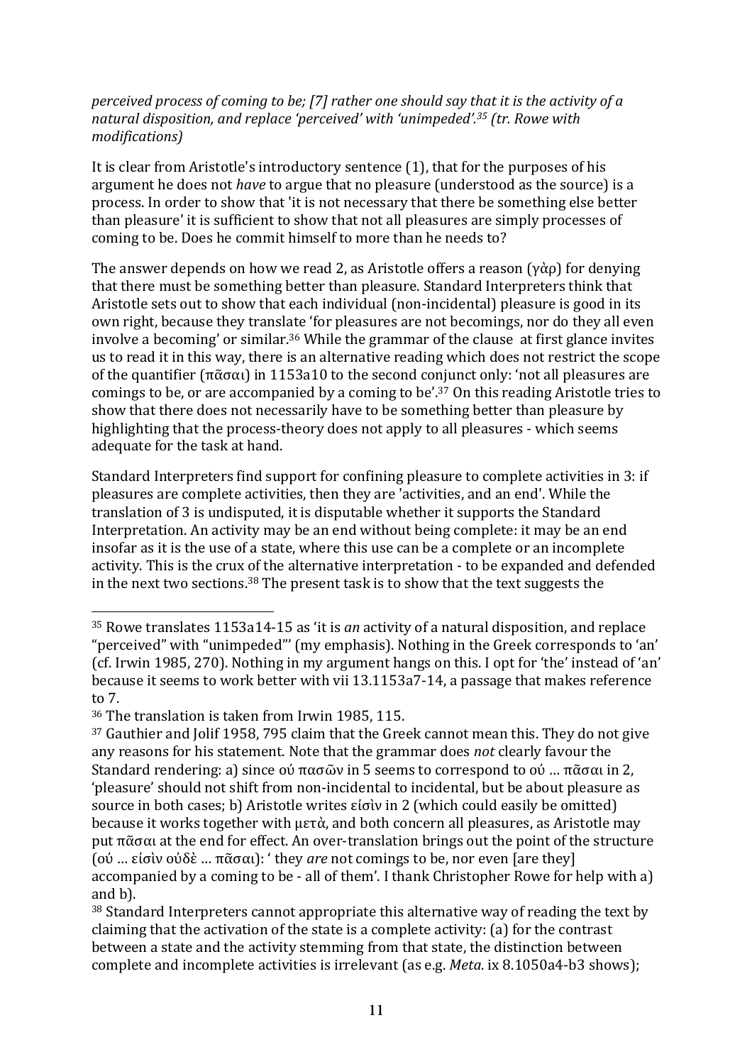*perceived process of coming to be; [7] rather one should say that it is the activity of a natural disposition, and replace 'perceived' with 'unimpeded'.*[35] *(tr. Rowe with modifications)*

It is clear from Aristotle's introductory sentence (1), that for the purposes of his argument he does not *have* to argue that no pleasure (understood as the source) is a process. In order to show that 'it is not necessary that there be something else better than pleasure' it is sufficient to show that not all pleasures are simply processes of coming to be. Does he commit himself to more than he needs to?

The answer depends on how we read 2, as Aristotle offers a reason (γὰρ) for denying that there must be something better than pleasure. Standard Interpreters think that Aristotle sets out to show that each individual (non-incidental) pleasure is good in its own right, because they translate 'for pleasures are not becomings, nor do they all even involve a becoming' or similar.[36] While the grammar of the clause at first glance invites us to read it in this way, there is an alternative reading which does not restrict the scope of the quantifier (πᾶσαι) in 1153a10 to the second conjunct only: 'not all pleasures are comings to be, or are accompanied by a coming to be'.[37] On this reading Aristotle tries to show that there does not necessarily have to be something better than pleasure by highlighting that the process-theory does not apply to all pleasures - which seems adequate for the task at hand.

Standard Interpreters find support for confining pleasure to complete activities in 3: if pleasures are complete activities, then they are 'activities, and an end'. While the translation of 3 is undisputed, it is disputable whether it supports the Standard Interpretation. An activity may be an end without being complete: it may be an end insofar as it is the use of a state, where this use can be a complete or an incomplete activity. This is the crux of the alternative interpretation - to be expanded and defended in the next two sections.[38] The present task is to show that the text suggests the

---

[35] Rowe translates 1153a14-15 as 'it is *an* activity of a natural disposition, and replace "perceived" with "unimpeded"' (my emphasis). Nothing in the Greek corresponds to 'an' (cf. Irwin 1985, 270). Nothing in my argument hangs on this. I opt for 'the' instead of 'an' because it seems to work better with vii 13.1153a7-14, a passage that makes reference to 7.

[36] The translation is taken from Irwin 1985, 115.

[37] Gauthier and Jolif 1958, 795 claim that the Greek cannot mean this. They do not give any reasons for his statement. Note that the grammar does *not* clearly favour the Standard rendering: a) since οὐ πασῶν in 5 seems to correspond to οὐ … πᾶσαι in 2, 'pleasure' should not shift from non-incidental to incidental, but be about pleasure as source in both cases; b) Aristotle writes εἰσὶν in 2 (which could easily be omitted) because it works together with μετὰ, and both concern all pleasures, as Aristotle may put πᾶσαι at the end for effect. An over-translation brings out the point of the structure (οὐ … εἰσὶν οὐδὲ … πᾶσαι): ' they *are* not comings to be, nor even [are they] accompanied by a coming to be - all of them'. I thank Christopher Rowe for help with a) and b).

[38] Standard Interpreters cannot appropriate this alternative way of reading the text by claiming that the activation of the state is a complete activity: (a) for the contrast between a state and the activity stemming from that state, the distinction between complete and incomplete activities is irrelevant (as e.g. *Meta*. ix 8.1050a4-b3 shows);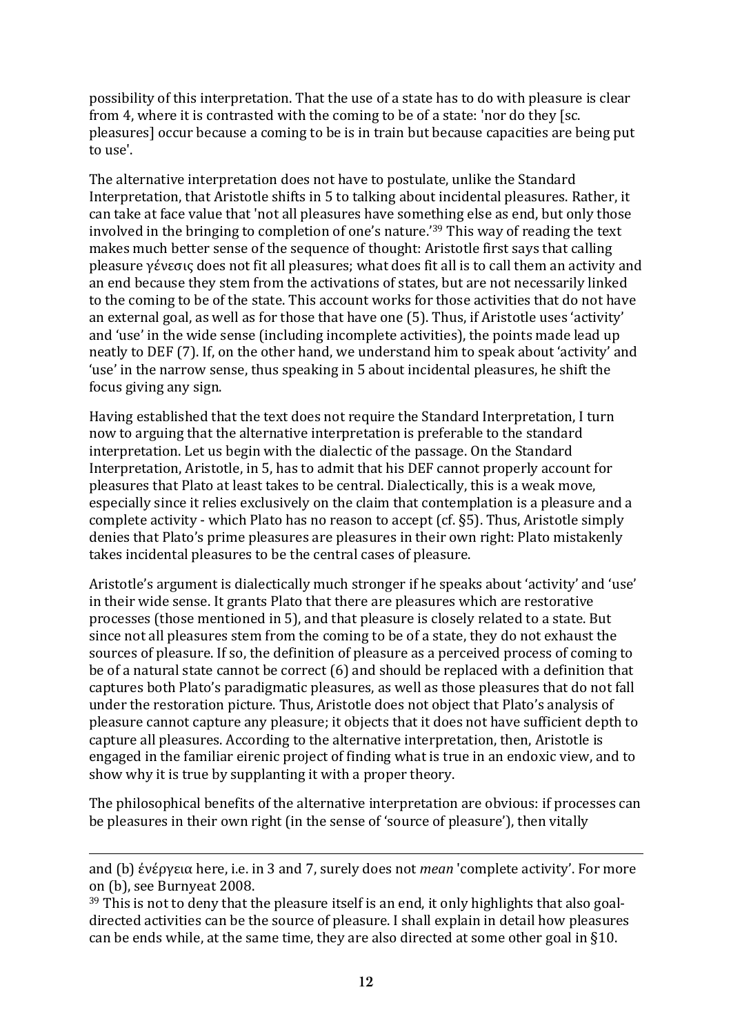possibility of this interpretation. That the use of a state has to do with pleasure is clear from 4, where it is contrasted with the coming to be of a state: 'nor do they [sc. pleasures] occur because a coming to be is in train but because capacities are being put to use'.

The alternative interpretation does not have to postulate, unlike the Standard Interpretation, that Aristotle shifts in 5 to talking about incidental pleasures. Rather, it can take at face value that 'not all pleasures have something else as end, but only those involved in the bringing to completion of one's nature.'[39] This way of reading the text makes much better sense of the sequence of thought: Aristotle first says that calling pleasure γένεσις does not fit all pleasures; what does fit all is to call them an activity and an end because they stem from the activations of states, but are not necessarily linked to the coming to be of the state. This account works for those activities that do not have an external goal, as well as for those that have one (5). Thus, if Aristotle uses 'activity' and 'use' in the wide sense (including incomplete activities), the points made lead up neatly to DEF (7). If, on the other hand, we understand him to speak about 'activity' and 'use' in the narrow sense, thus speaking in 5 about incidental pleasures, he shift the focus giving any sign.

Having established that the text does not require the Standard Interpretation, I turn now to arguing that the alternative interpretation is preferable to the standard interpretation. Let us begin with the dialectic of the passage. On the Standard Interpretation, Aristotle, in 5, has to admit that his DEF cannot properly account for pleasures that Plato at least takes to be central. Dialectically, this is a weak move, especially since it relies exclusively on the claim that contemplation is a pleasure and a complete activity - which Plato has no reason to accept (cf. §5). Thus, Aristotle simply denies that Plato's prime pleasures are pleasures in their own right: Plato mistakenly takes incidental pleasures to be the central cases of pleasure.

Aristotle's argument is dialectically much stronger if he speaks about 'activity' and 'use' in their wide sense. It grants Plato that there are pleasures which are restorative processes (those mentioned in 5), and that pleasure is closely related to a state. But since not all pleasures stem from the coming to be of a state, they do not exhaust the sources of pleasure. If so, the definition of pleasure as a perceived process of coming to be of a natural state cannot be correct (6) and should be replaced with a definition that captures both Plato's paradigmatic pleasures, as well as those pleasures that do not fall under the restoration picture. Thus, Aristotle does not object that Plato's analysis of pleasure cannot capture any pleasure; it objects that it does not have sufficient depth to capture all pleasures. According to the alternative interpretation, then, Aristotle is engaged in the familiar eirenic project of finding what is true in an endoxic view, and to show why it is true by supplanting it with a proper theory.

The philosophical benefits of the alternative interpretation are obvious: if processes can be pleasures in their own right (in the sense of 'source of pleasure'), then vitally

---

and (b) ἐνέργεια here, i.e. in 3 and 7, surely does not *mean* 'complete activity'. For more on (b), see Burnyeat 2008.

[39] This is not to deny that the pleasure itself is an end, it only highlights that also goal-directed activities can be the source of pleasure. I shall explain in detail how pleasures can be ends while, at the same time, they are also directed at some other goal in §10.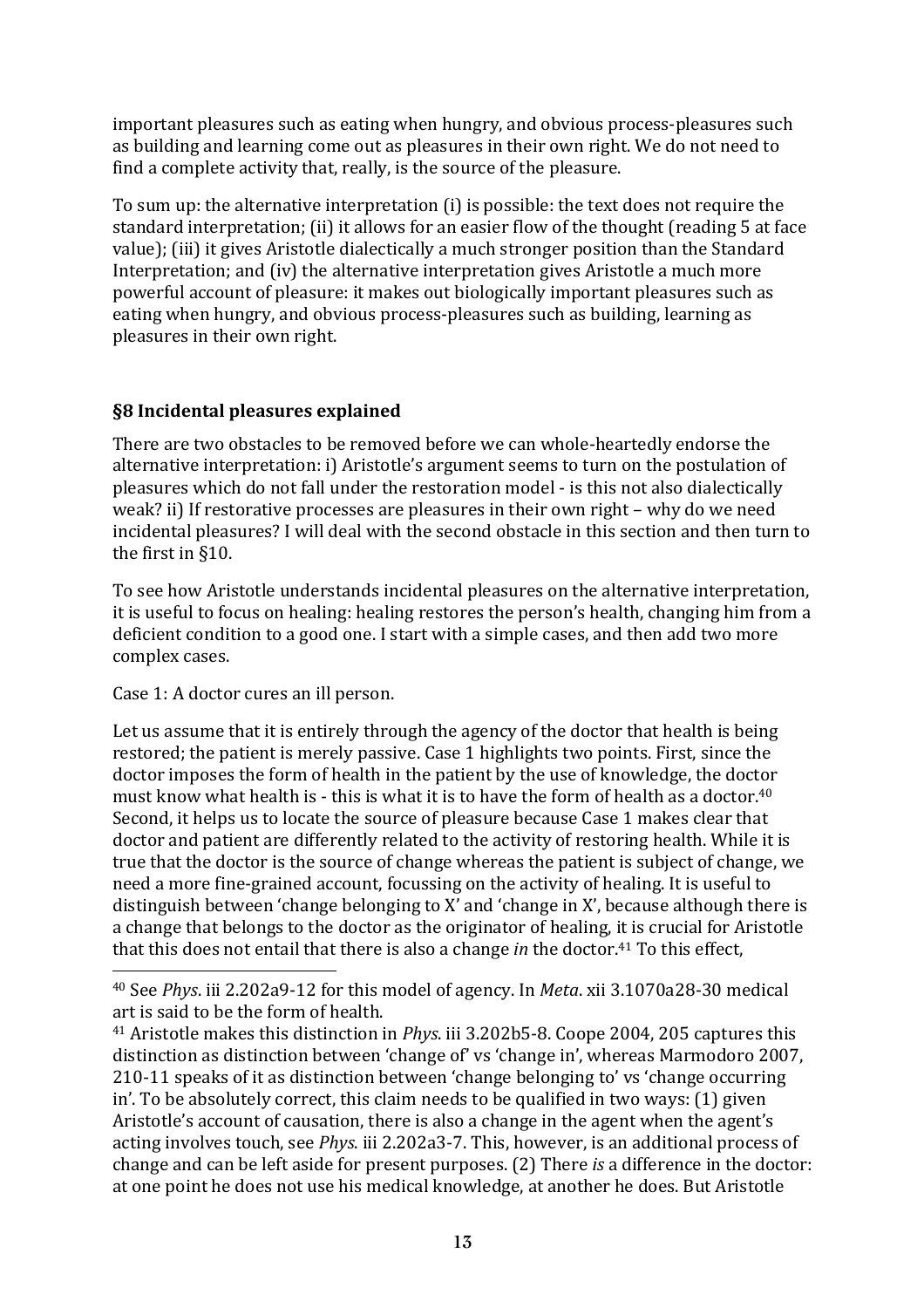important pleasures such as eating when hungry, and obvious process-pleasures such as building and learning come out as pleasures in their own right. We do not need to find a complete activity that, really, is the source of the pleasure.

To sum up: the alternative interpretation (i) is possible: the text does not require the standard interpretation; (ii) it allows for an easier flow of the thought (reading 5 at face value); (iii) it gives Aristotle dialectically a much stronger position than the Standard Interpretation; and (iv) the alternative interpretation gives Aristotle a much more powerful account of pleasure: it makes out biologically important pleasures such as eating when hungry, and obvious process-pleasures such as building, learning as pleasures in their own right.

## §8 Incidental pleasures explained

There are two obstacles to be removed before we can whole-heartedly endorse the alternative interpretation: i) Aristotle's argument seems to turn on the postulation of pleasures which do not fall under the restoration model - is this not also dialectically weak? ii) If restorative processes are pleasures in their own right – why do we need incidental pleasures? I will deal with the second obstacle in this section and then turn to the first in §10.

To see how Aristotle understands incidental pleasures on the alternative interpretation, it is useful to focus on healing: healing restores the person's health, changing him from a deficient condition to a good one. I start with a simple cases, and then add two more complex cases.

Case 1: A doctor cures an ill person.

Let us assume that it is entirely through the agency of the doctor that health is being restored; the patient is merely passive. Case 1 highlights two points. First, since the doctor imposes the form of health in the patient by the use of knowledge, the doctor must know what health is - this is what it is to have the form of health as a doctor.[40] Second, it helps us to locate the source of pleasure because Case 1 makes clear that doctor and patient are differently related to the activity of restoring health. While it is true that the doctor is the source of change whereas the patient is subject of change, we need a more fine-grained account, focussing on the activity of healing. It is useful to distinguish between 'change belonging to X' and 'change in X', because although there is a change that belongs to the doctor as the originator of healing, it is crucial for Aristotle that this does not entail that there is also a change *in* the doctor.[41] To this effect,

[40] See *Phys*. iii 2.202a9-12 for this model of agency. In *Meta*. xii 3.1070a28-30 medical art is said to be the form of health.

[41] Aristotle makes this distinction in *Phys*. iii 3.202b5-8. Coope 2004, 205 captures this distinction as distinction between 'change of' vs 'change in', whereas Marmodoro 2007, 210-11 speaks of it as distinction between 'change belonging to' vs 'change occurring in'. To be absolutely correct, this claim needs to be qualified in two ways: (1) given Aristotle's account of causation, there is also a change in the agent when the agent's acting involves touch, see *Phys*. iii 2.202a3-7. This, however, is an additional process of change and can be left aside for present purposes. (2) There *is* a difference in the doctor: at one point he does not use his medical knowledge, at another he does. But Aristotle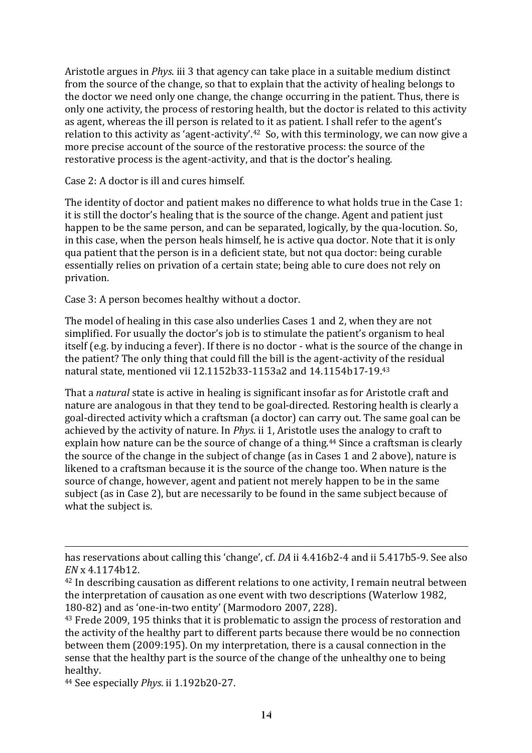Aristotle argues in *Phys.* iii 3 that agency can take place in a suitable medium distinct from the source of the change, so that to explain that the activity of healing belongs to the doctor we need only one change, the change occurring in the patient. Thus, there is only one activity, the process of restoring health, but the doctor is related to this activity as agent, whereas the ill person is related to it as patient. I shall refer to the agent's relation to this activity as 'agent-activity'.[42] So, with this terminology, we can now give a more precise account of the source of the restorative process: the source of the restorative process is the agent-activity, and that is the doctor's healing.

Case 2: A doctor is ill and cures himself.

The identity of doctor and patient makes no difference to what holds true in the Case 1: it is still the doctor's healing that is the source of the change. Agent and patient just happen to be the same person, and can be separated, logically, by the qua-locution. So, in this case, when the person heals himself, he is active qua doctor. Note that it is only qua patient that the person is in a deficient state, but not qua doctor: being curable essentially relies on privation of a certain state; being able to cure does not rely on privation.

Case 3: A person becomes healthy without a doctor.

The model of healing in this case also underlies Cases 1 and 2, when they are not simplified. For usually the doctor's job is to stimulate the patient's organism to heal itself (e.g. by inducing a fever). If there is no doctor - what is the source of the change in the patient? The only thing that could fill the bill is the agent-activity of the residual natural state, mentioned vii 12.1152b33-1153a2 and 14.1154b17-19.[43]

That a *natural* state is active in healing is significant insofar as for Aristotle craft and nature are analogous in that they tend to be goal-directed. Restoring health is clearly a goal-directed activity which a craftsman (a doctor) can carry out. The same goal can be achieved by the activity of nature. In *Phys.* ii 1, Aristotle uses the analogy to craft to explain how nature can be the source of change of a thing.[44] Since a craftsman is clearly the source of the change in the subject of change (as in Cases 1 and 2 above), nature is likened to a craftsman because it is the source of the change too. When nature is the source of change, however, agent and patient not merely happen to be in the same subject (as in Case 2), but are necessarily to be found in the same subject because of what the subject is.

---

has reservations about calling this 'change', cf. *DA* ii 4.416b2-4 and ii 5.417b5-9. See also *EN* x 4.1174b12.

[42] In describing causation as different relations to one activity, I remain neutral between the interpretation of causation as one event with two descriptions (Waterlow 1982, 180-82) and as 'one-in-two entity' (Marmodoro 2007, 228).

[43] Frede 2009, 195 thinks that it is problematic to assign the process of restoration and the activity of the healthy part to different parts because there would be no connection between them (2009:195). On my interpretation, there is a causal connection in the sense that the healthy part is the source of the change of the unhealthy one to being healthy.

[44] See especially *Phys.* ii 1.192b20-27.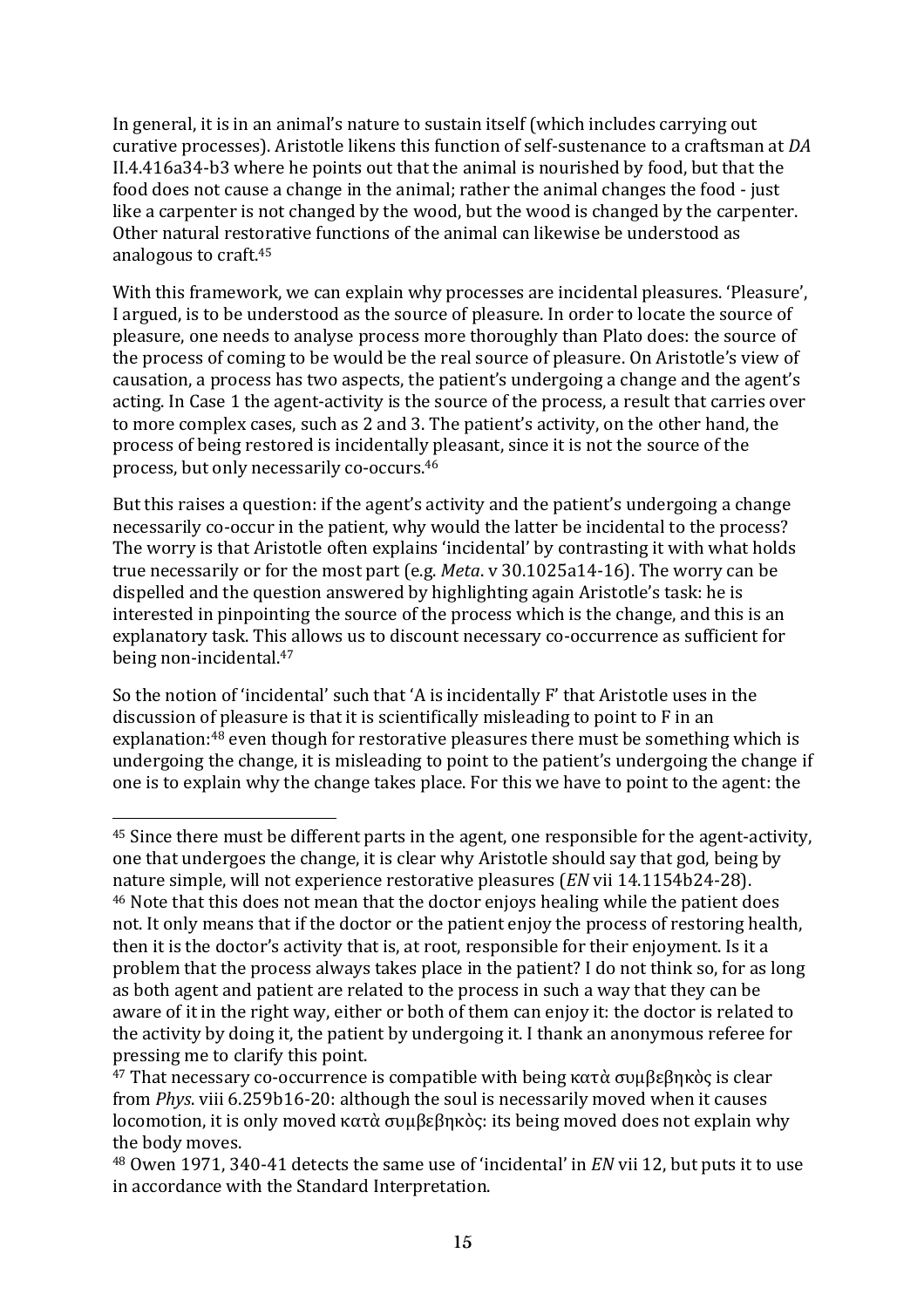In general, it is in an animal's nature to sustain itself (which includes carrying out curative processes). Aristotle likens this function of self-sustenance to a craftsman at *DA* II.4.416a34-b3 where he points out that the animal is nourished by food, but that the food does not cause a change in the animal; rather the animal changes the food - just like a carpenter is not changed by the wood, but the wood is changed by the carpenter. Other natural restorative functions of the animal can likewise be understood as analogous to craft.[45]

With this framework, we can explain why processes are incidental pleasures. 'Pleasure', I argued, is to be understood as the source of pleasure. In order to locate the source of pleasure, one needs to analyse process more thoroughly than Plato does: the source of the process of coming to be would be the real source of pleasure. On Aristotle's view of causation, a process has two aspects, the patient's undergoing a change and the agent's acting. In Case 1 the agent-activity is the source of the process, a result that carries over to more complex cases, such as 2 and 3. The patient's activity, on the other hand, the process of being restored is incidentally pleasant, since it is not the source of the process, but only necessarily co-occurs.[46]

But this raises a question: if the agent's activity and the patient's undergoing a change necessarily co-occur in the patient, why would the latter be incidental to the process? The worry is that Aristotle often explains 'incidental' by contrasting it with what holds true necessarily or for the most part (e.g. *Meta*. v 30.1025a14-16). The worry can be dispelled and the question answered by highlighting again Aristotle's task: he is interested in pinpointing the source of the process which is the change, and this is an explanatory task. This allows us to discount necessary co-occurrence as sufficient for being non-incidental.[47]

So the notion of 'incidental' such that 'A is incidentally F' that Aristotle uses in the discussion of pleasure is that it is scientifically misleading to point to F in an explanation:[48] even though for restorative pleasures there must be something which is undergoing the change, it is misleading to point to the patient's undergoing the change if one is to explain why the change takes place. For this we have to point to the agent: the

---

[45] Since there must be different parts in the agent, one responsible for the agent-activity, one that undergoes the change, it is clear why Aristotle should say that god, being by nature simple, will not experience restorative pleasures (*EN* vii 14.1154b24-28).

[46] Note that this does not mean that the doctor enjoys healing while the patient does not. It only means that if the doctor or the patient enjoy the process of restoring health, then it is the doctor's activity that is, at root, responsible for their enjoyment. Is it a problem that the process always takes place in the patient? I do not think so, for as long as both agent and patient are related to the process in such a way that they can be aware of it in the right way, either or both of them can enjoy it: the doctor is related to the activity by doing it, the patient by undergoing it. I thank an anonymous referee for pressing me to clarify this point.

[47] That necessary co-occurrence is compatible with being κατὰ συμβεβηκὸς is clear from *Phys*. viii 6.259b16-20: although the soul is necessarily moved when it causes locomotion, it is only moved κατὰ συμβεβηκὸς: its being moved does not explain why the body moves.

[48] Owen 1971, 340-41 detects the same use of 'incidental' in *EN* vii 12, but puts it to use in accordance with the Standard Interpretation.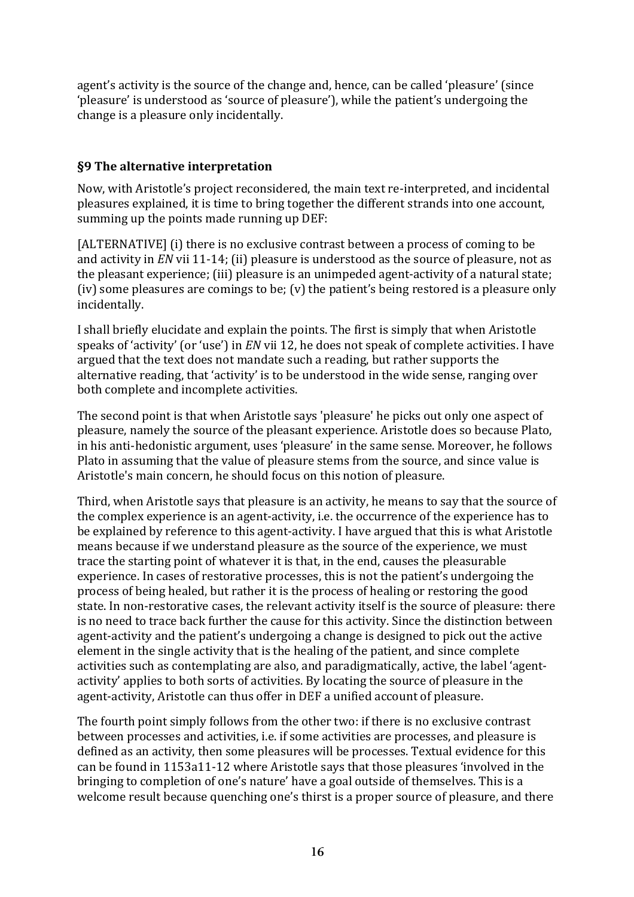agent's activity is the source of the change and, hence, can be called 'pleasure' (since 'pleasure' is understood as 'source of pleasure'), while the patient's undergoing the change is a pleasure only incidentally.

### §9 The alternative interpretation

Now, with Aristotle's project reconsidered, the main text re-interpreted, and incidental pleasures explained, it is time to bring together the different strands into one account, summing up the points made running up DEF:

[ALTERNATIVE] (i) there is no exclusive contrast between a process of coming to be and activity in *EN* vii 11-14; (ii) pleasure is understood as the source of pleasure, not as the pleasant experience; (iii) pleasure is an unimpeded agent-activity of a natural state; (iv) some pleasures are comings to be; (v) the patient's being restored is a pleasure only incidentally.

I shall briefly elucidate and explain the points. The first is simply that when Aristotle speaks of 'activity' (or 'use') in *EN* vii 12, he does not speak of complete activities. I have argued that the text does not mandate such a reading, but rather supports the alternative reading, that 'activity' is to be understood in the wide sense, ranging over both complete and incomplete activities.

The second point is that when Aristotle says 'pleasure' he picks out only one aspect of pleasure, namely the source of the pleasant experience. Aristotle does so because Plato, in his anti-hedonistic argument, uses 'pleasure' in the same sense. Moreover, he follows Plato in assuming that the value of pleasure stems from the source, and since value is Aristotle's main concern, he should focus on this notion of pleasure.

Third, when Aristotle says that pleasure is an activity, he means to say that the source of the complex experience is an agent-activity, i.e. the occurrence of the experience has to be explained by reference to this agent-activity. I have argued that this is what Aristotle means because if we understand pleasure as the source of the experience, we must trace the starting point of whatever it is that, in the end, causes the pleasurable experience. In cases of restorative processes, this is not the patient's undergoing the process of being healed, but rather it is the process of healing or restoring the good state. In non-restorative cases, the relevant activity itself is the source of pleasure: there is no need to trace back further the cause for this activity. Since the distinction between agent-activity and the patient's undergoing a change is designed to pick out the active element in the single activity that is the healing of the patient, and since complete activities such as contemplating are also, and paradigmatically, active, the label 'agent-activity' applies to both sorts of activities. By locating the source of pleasure in the agent-activity, Aristotle can thus offer in DEF a unified account of pleasure.

The fourth point simply follows from the other two: if there is no exclusive contrast between processes and activities, i.e. if some activities are processes, and pleasure is defined as an activity, then some pleasures will be processes. Textual evidence for this can be found in 1153a11-12 where Aristotle says that those pleasures 'involved in the bringing to completion of one's nature' have a goal outside of themselves. This is a welcome result because quenching one's thirst is a proper source of pleasure, and there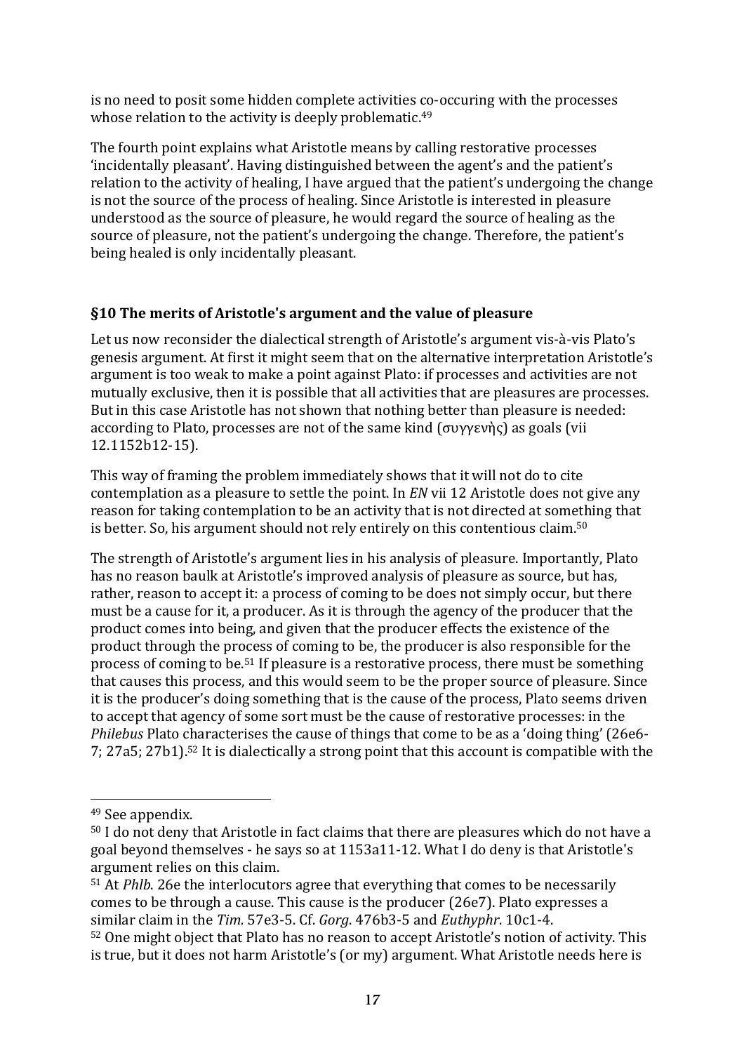is no need to posit some hidden complete activities co-occuring with the processes whose relation to the activity is deeply problematic.[49]

The fourth point explains what Aristotle means by calling restorative processes 'incidentally pleasant'. Having distinguished between the agent's and the patient's relation to the activity of healing, I have argued that the patient's undergoing the change is not the source of the process of healing. Since Aristotle is interested in pleasure understood as the source of pleasure, he would regard the source of healing as the source of pleasure, not the patient's undergoing the change. Therefore, the patient's being healed is only incidentally pleasant.

## §10 The merits of Aristotle's argument and the value of pleasure

Let us now reconsider the dialectical strength of Aristotle's argument vis-à-vis Plato's genesis argument. At first it might seem that on the alternative interpretation Aristotle's argument is too weak to make a point against Plato: if processes and activities are not mutually exclusive, then it is possible that all activities that are pleasures are processes. But in this case Aristotle has not shown that nothing better than pleasure is needed: according to Plato, processes are not of the same kind (συγγενὴς) as goals (vii 12.1152b12-15).

This way of framing the problem immediately shows that it will not do to cite contemplation as a pleasure to settle the point. In *EN* vii 12 Aristotle does not give any reason for taking contemplation to be an activity that is not directed at something that is better. So, his argument should not rely entirely on this contentious claim.[50]

The strength of Aristotle's argument lies in his analysis of pleasure. Importantly, Plato has no reason baulk at Aristotle's improved analysis of pleasure as source, but has, rather, reason to accept it: a process of coming to be does not simply occur, but there must be a cause for it, a producer. As it is through the agency of the producer that the product comes into being, and given that the producer effects the existence of the product through the process of coming to be, the producer is also responsible for the process of coming to be.[51] If pleasure is a restorative process, there must be something that causes this process, and this would seem to be the proper source of pleasure. Since it is the producer's doing something that is the cause of the process, Plato seems driven to accept that agency of some sort must be the cause of restorative processes: in the *Philebus* Plato characterises the cause of things that come to be as a 'doing thing' (26e6-7; 27a5; 27b1).[52] It is dialectically a strong point that this account is compatible with the

---

[49] See appendix.

[50] I do not deny that Aristotle in fact claims that there are pleasures which do not have a goal beyond themselves - he says so at 1153a11-12. What I do deny is that Aristotle's argument relies on this claim.

[51] At *Phlb*. 26e the interlocutors agree that everything that comes to be necessarily comes to be through a cause. This cause is the producer (26e7). Plato expresses a similar claim in the *Tim.* 57e3-5. Cf. *Gorg*. 476b3-5 and *Euthyphr*. 10c1-4.

[52] One might object that Plato has no reason to accept Aristotle's notion of activity. This is true, but it does not harm Aristotle's (or my) argument. What Aristotle needs here is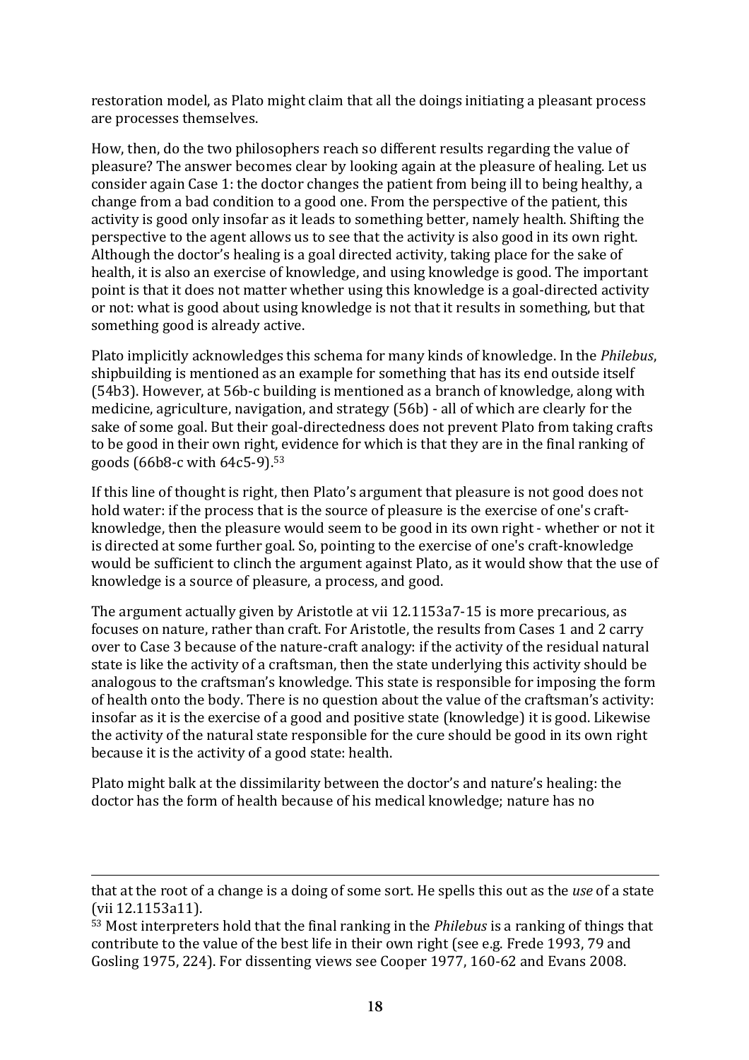restoration model, as Plato might claim that all the doings initiating a pleasant process are processes themselves.

How, then, do the two philosophers reach so different results regarding the value of pleasure? The answer becomes clear by looking again at the pleasure of healing. Let us consider again Case 1: the doctor changes the patient from being ill to being healthy, a change from a bad condition to a good one. From the perspective of the patient, this activity is good only insofar as it leads to something better, namely health. Shifting the perspective to the agent allows us to see that the activity is also good in its own right. Although the doctor's healing is a goal directed activity, taking place for the sake of health, it is also an exercise of knowledge, and using knowledge is good. The important point is that it does not matter whether using this knowledge is a goal-directed activity or not: what is good about using knowledge is not that it results in something, but that something good is already active.

Plato implicitly acknowledges this schema for many kinds of knowledge. In the *Philebus*, shipbuilding is mentioned as an example for something that has its end outside itself (54b3). However, at 56b-c building is mentioned as a branch of knowledge, along with medicine, agriculture, navigation, and strategy (56b) - all of which are clearly for the sake of some goal. But their goal-directedness does not prevent Plato from taking crafts to be good in their own right, evidence for which is that they are in the final ranking of goods (66b8-c with 64c5-9).[53]

If this line of thought is right, then Plato's argument that pleasure is not good does not hold water: if the process that is the source of pleasure is the exercise of one's craft-knowledge, then the pleasure would seem to be good in its own right - whether or not it is directed at some further goal. So, pointing to the exercise of one's craft-knowledge would be sufficient to clinch the argument against Plato, as it would show that the use of knowledge is a source of pleasure, a process, and good.

The argument actually given by Aristotle at vii 12.1153a7-15 is more precarious, as focuses on nature, rather than craft. For Aristotle, the results from Cases 1 and 2 carry over to Case 3 because of the nature-craft analogy: if the activity of the residual natural state is like the activity of a craftsman, then the state underlying this activity should be analogous to the craftsman's knowledge. This state is responsible for imposing the form of health onto the body. There is no question about the value of the craftsman's activity: insofar as it is the exercise of a good and positive state (knowledge) it is good. Likewise the activity of the natural state responsible for the cure should be good in its own right because it is the activity of a good state: health.

Plato might balk at the dissimilarity between the doctor's and nature's healing: the doctor has the form of health because of his medical knowledge; nature has no

---

that at the root of a change is a doing of some sort. He spells this out as the *use* of a state (vii 12.1153a11).

[53] Most interpreters hold that the final ranking in the *Philebus* is a ranking of things that contribute to the value of the best life in their own right (see e.g. Frede 1993, 79 and Gosling 1975, 224). For dissenting views see Cooper 1977, 160-62 and Evans 2008.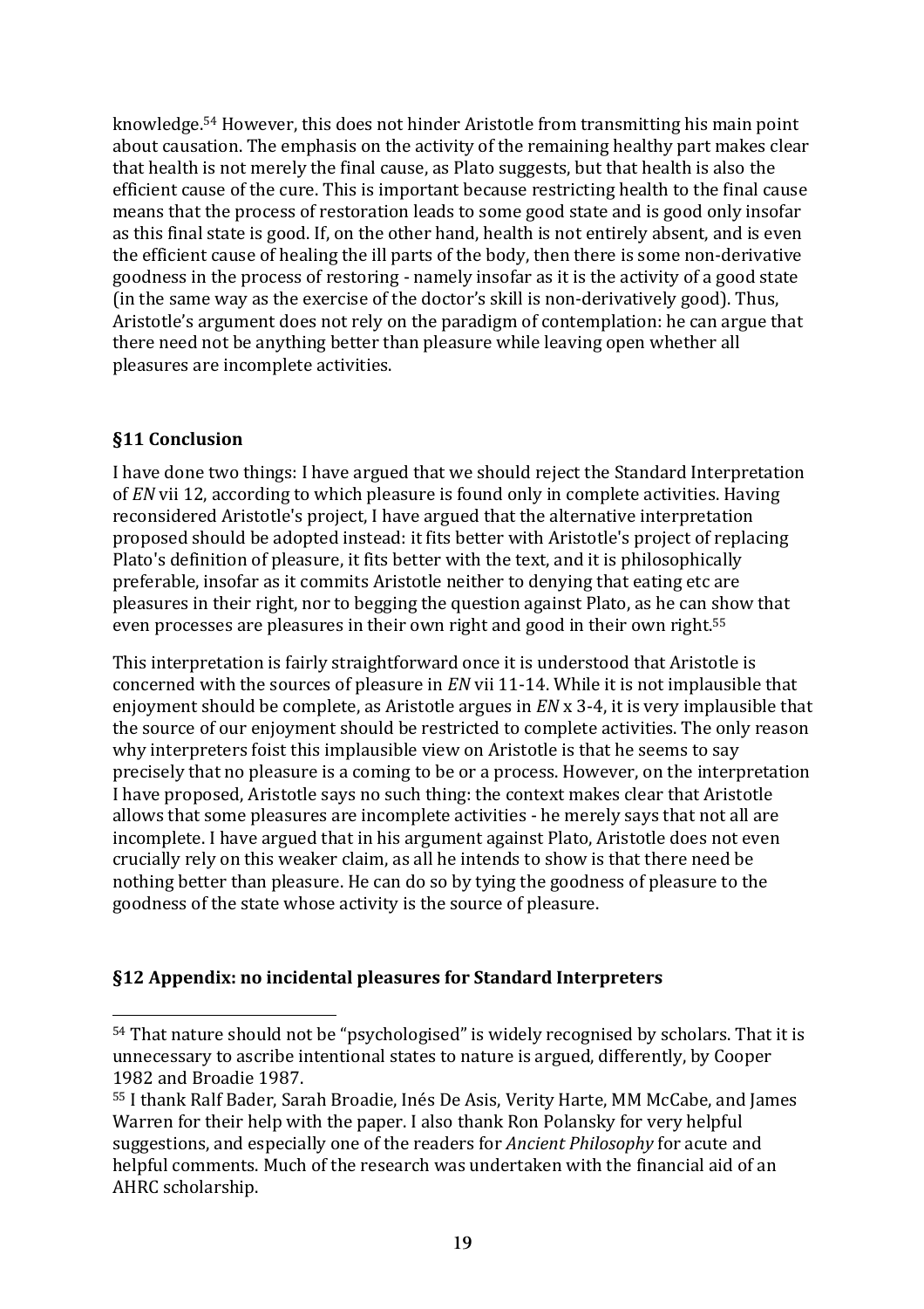knowledge.[54] However, this does not hinder Aristotle from transmitting his main point about causation. The emphasis on the activity of the remaining healthy part makes clear that health is not merely the final cause, as Plato suggests, but that health is also the efficient cause of the cure. This is important because restricting health to the final cause means that the process of restoration leads to some good state and is good only insofar as this final state is good. If, on the other hand, health is not entirely absent, and is even the efficient cause of healing the ill parts of the body, then there is some non-derivative goodness in the process of restoring - namely insofar as it is the activity of a good state (in the same way as the exercise of the doctor's skill is non-derivatively good). Thus, Aristotle's argument does not rely on the paradigm of contemplation: he can argue that there need not be anything better than pleasure while leaving open whether all pleasures are incomplete activities.

## §11 Conclusion

I have done two things: I have argued that we should reject the Standard Interpretation of *EN* vii 12, according to which pleasure is found only in complete activities. Having reconsidered Aristotle's project, I have argued that the alternative interpretation proposed should be adopted instead: it fits better with Aristotle's project of replacing Plato's definition of pleasure, it fits better with the text, and it is philosophically preferable, insofar as it commits Aristotle neither to denying that eating etc are pleasures in their right, nor to begging the question against Plato, as he can show that even processes are pleasures in their own right and good in their own right.[55]

This interpretation is fairly straightforward once it is understood that Aristotle is concerned with the sources of pleasure in *EN* vii 11-14. While it is not implausible that enjoyment should be complete, as Aristotle argues in *EN* x 3-4, it is very implausible that the source of our enjoyment should be restricted to complete activities. The only reason why interpreters foist this implausible view on Aristotle is that he seems to say precisely that no pleasure is a coming to be or a process. However, on the interpretation I have proposed, Aristotle says no such thing: the context makes clear that Aristotle allows that some pleasures are incomplete activities - he merely says that not all are incomplete. I have argued that in his argument against Plato, Aristotle does not even crucially rely on this weaker claim, as all he intends to show is that there need be nothing better than pleasure. He can do so by tying the goodness of pleasure to the goodness of the state whose activity is the source of pleasure.

## §12 Appendix: no incidental pleasures for Standard Interpreters

---

[54] That nature should not be "psychologised" is widely recognised by scholars. That it is unnecessary to ascribe intentional states to nature is argued, differently, by Cooper 1982 and Broadie 1987.

[55] I thank Ralf Bader, Sarah Broadie, Inés De Asis, Verity Harte, MM McCabe, and James Warren for their help with the paper. I also thank Ron Polansky for very helpful suggestions, and especially one of the readers for *Ancient Philosophy* for acute and helpful comments. Much of the research was undertaken with the financial aid of an AHRC scholarship.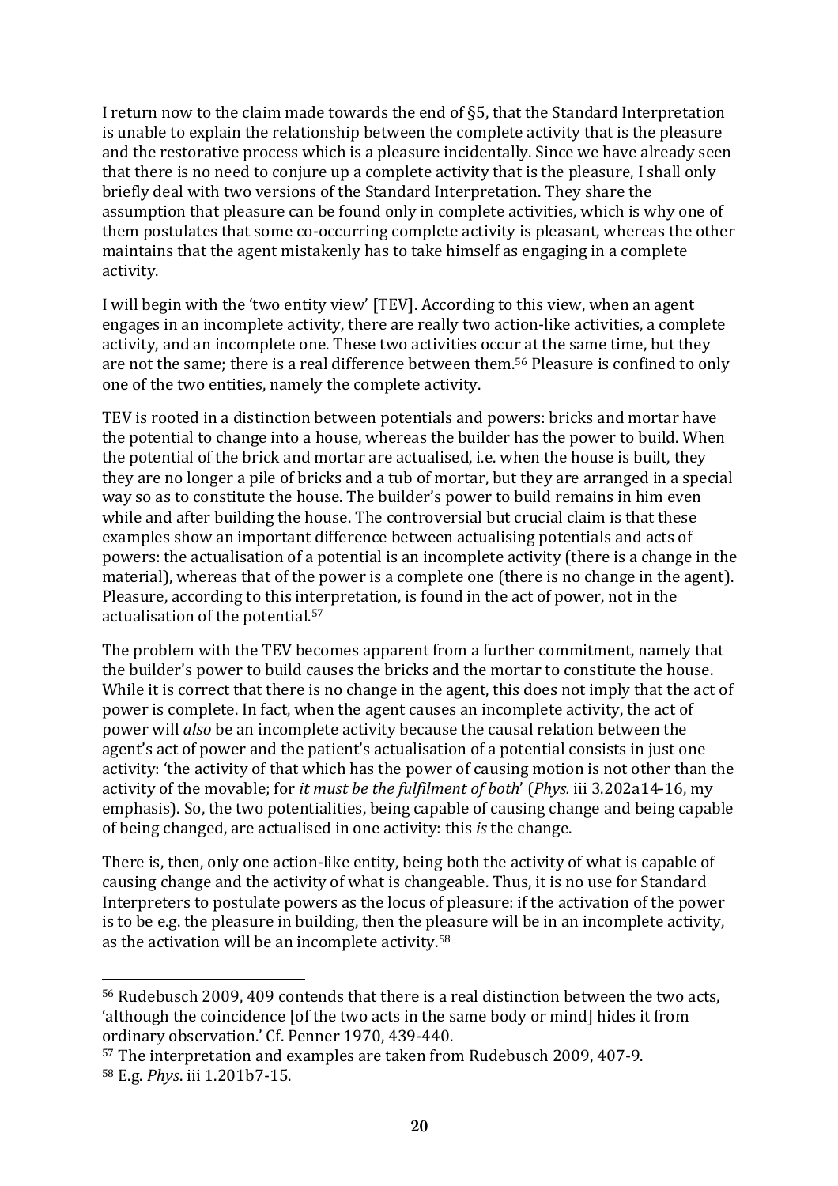I return now to the claim made towards the end of §5, that the Standard Interpretation is unable to explain the relationship between the complete activity that is the pleasure and the restorative process which is a pleasure incidentally. Since we have already seen that there is no need to conjure up a complete activity that is the pleasure, I shall only briefly deal with two versions of the Standard Interpretation. They share the assumption that pleasure can be found only in complete activities, which is why one of them postulates that some co-occurring complete activity is pleasant, whereas the other maintains that the agent mistakenly has to take himself as engaging in a complete activity.

I will begin with the 'two entity view' [TEV]. According to this view, when an agent engages in an incomplete activity, there are really two action-like activities, a complete activity, and an incomplete one. These two activities occur at the same time, but they are not the same; there is a real difference between them.[56] Pleasure is confined to only one of the two entities, namely the complete activity.

TEV is rooted in a distinction between potentials and powers: bricks and mortar have the potential to change into a house, whereas the builder has the power to build. When the potential of the brick and mortar are actualised, i.e. when the house is built, they they are no longer a pile of bricks and a tub of mortar, but they are arranged in a special way so as to constitute the house. The builder's power to build remains in him even while and after building the house. The controversial but crucial claim is that these examples show an important difference between actualising potentials and acts of powers: the actualisation of a potential is an incomplete activity (there is a change in the material), whereas that of the power is a complete one (there is no change in the agent). Pleasure, according to this interpretation, is found in the act of power, not in the actualisation of the potential.[57]

The problem with the TEV becomes apparent from a further commitment, namely that the builder's power to build causes the bricks and the mortar to constitute the house. While it is correct that there is no change in the agent, this does not imply that the act of power is complete. In fact, when the agent causes an incomplete activity, the act of power will *also* be an incomplete activity because the causal relation between the agent's act of power and the patient's actualisation of a potential consists in just one activity: 'the activity of that which has the power of causing motion is not other than the activity of the movable; for *it must be the fulfilment of both*' (*Phys.* iii 3.202a14-16, my emphasis). So, the two potentialities, being capable of causing change and being capable of being changed, are actualised in one activity: this *is* the change.

There is, then, only one action-like entity, being both the activity of what is capable of causing change and the activity of what is changeable. Thus, it is no use for Standard Interpreters to postulate powers as the locus of pleasure: if the activation of the power is to be e.g. the pleasure in building, then the pleasure will be in an incomplete activity, as the activation will be an incomplete activity.[58]

---

[56] Rudebusch 2009, 409 contends that there is a real distinction between the two acts, 'although the coincidence [of the two acts in the same body or mind] hides it from ordinary observation.' Cf. Penner 1970, 439-440.

[57] The interpretation and examples are taken from Rudebusch 2009, 407-9.

[58] E.g. *Phys*. iii 1.201b7-15.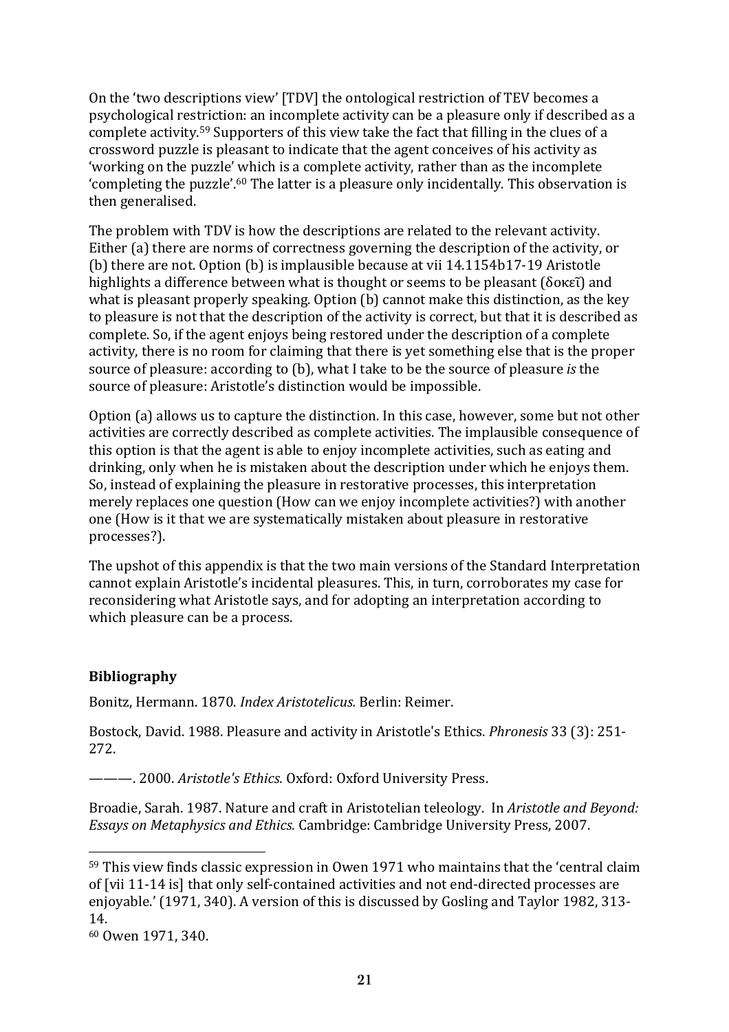On the 'two descriptions view' [TDV] the ontological restriction of TEV becomes a psychological restriction: an incomplete activity can be a pleasure only if described as a complete activity.[59] Supporters of this view take the fact that filling in the clues of a crossword puzzle is pleasant to indicate that the agent conceives of his activity as 'working on the puzzle' which is a complete activity, rather than as the incomplete 'completing the puzzle'.[60] The latter is a pleasure only incidentally. This observation is then generalised.

The problem with TDV is how the descriptions are related to the relevant activity. Either (a) there are norms of correctness governing the description of the activity, or (b) there are not. Option (b) is implausible because at vii 14.1154b17-19 Aristotle highlights a difference between what is thought or seems to be pleasant (δοκεῖ) and what is pleasant properly speaking. Option (b) cannot make this distinction, as the key to pleasure is not that the description of the activity is correct, but that it is described as complete. So, if the agent enjoys being restored under the description of a complete activity, there is no room for claiming that there is yet something else that is the proper source of pleasure: according to (b), what I take to be the source of pleasure *is* the source of pleasure: Aristotle's distinction would be impossible.

Option (a) allows us to capture the distinction. In this case, however, some but not other activities are correctly described as complete activities. The implausible consequence of this option is that the agent is able to enjoy incomplete activities, such as eating and drinking, only when he is mistaken about the description under which he enjoys them. So, instead of explaining the pleasure in restorative processes, this interpretation merely replaces one question (How can we enjoy incomplete activities?) with another one (How is it that we are systematically mistaken about pleasure in restorative processes?).

The upshot of this appendix is that the two main versions of the Standard Interpretation cannot explain Aristotle's incidental pleasures. This, in turn, corroborates my case for reconsidering what Aristotle says, and for adopting an interpretation according to which pleasure can be a process.

## Bibliography

Bonitz, Hermann. 1870. *Index Aristotelicus.* Berlin: Reimer.

Bostock, David. 1988. Pleasure and activity in Aristotle's Ethics. *Phronesis* 33 (3): 251-272.

———. 2000. *Aristotle's Ethics.* Oxford: Oxford University Press.

Broadie, Sarah. 1987. Nature and craft in Aristotelian teleology. In *Aristotle and Beyond: Essays on Metaphysics and Ethics.* Cambridge: Cambridge University Press, 2007.

---

[59] This view finds classic expression in Owen 1971 who maintains that the 'central claim of [vii 11-14 is] that only self-contained activities and not end-directed processes are enjoyable.' (1971, 340). A version of this is discussed by Gosling and Taylor 1982, 313-14.

[60] Owen 1971, 340.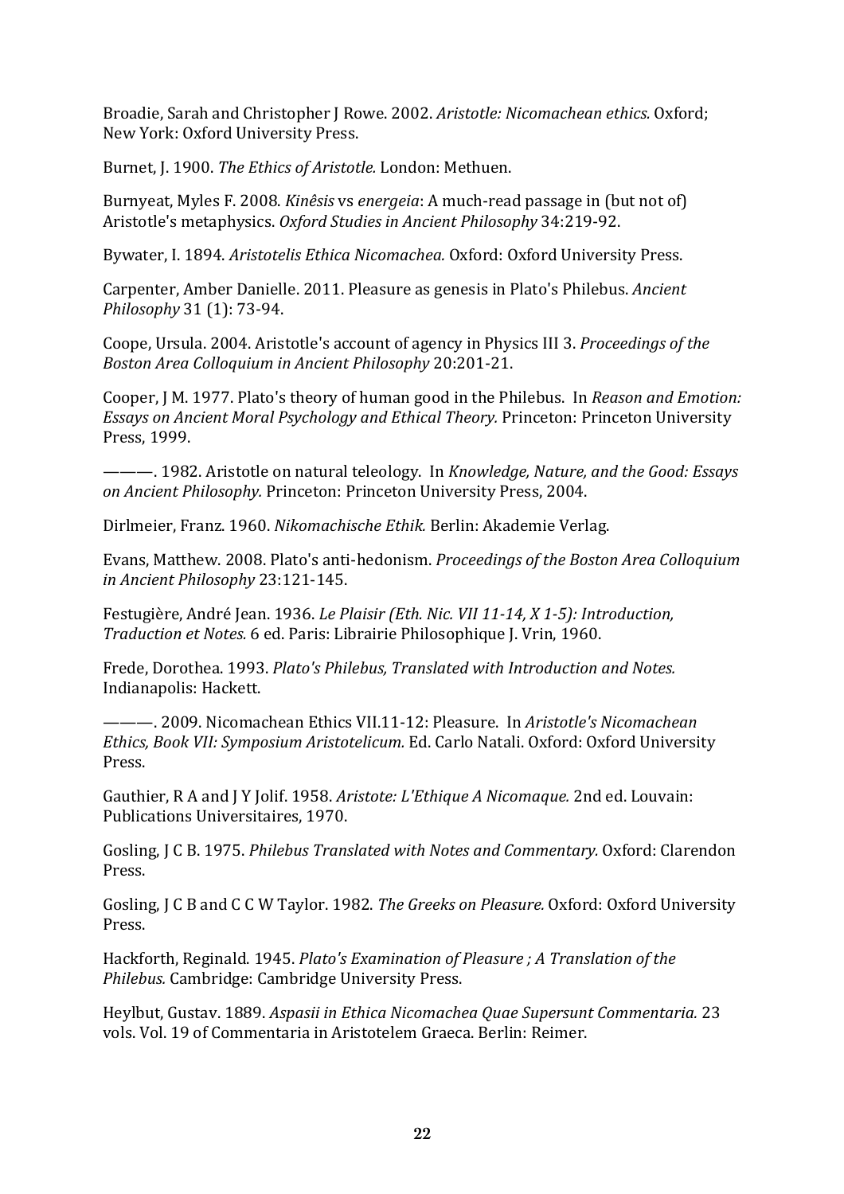Broadie, Sarah and Christopher J Rowe. 2002. *Aristotle: Nicomachean ethics.* Oxford; New York: Oxford University Press.

Burnet, J. 1900. *The Ethics of Aristotle.* London: Methuen.

Burnyeat, Myles F. 2008. *Kinêsis* vs *energeia*: A much-read passage in (but not of) Aristotle's metaphysics. *Oxford Studies in Ancient Philosophy* 34:219-92.

Bywater, I. 1894. *Aristotelis Ethica Nicomachea.* Oxford: Oxford University Press.

Carpenter, Amber Danielle. 2011. Pleasure as genesis in Plato's Philebus. *Ancient Philosophy* 31 (1): 73-94.

Coope, Ursula. 2004. Aristotle's account of agency in Physics III 3. *Proceedings of the Boston Area Colloquium in Ancient Philosophy* 20:201-21.

Cooper, J M. 1977. Plato's theory of human good in the Philebus. In *Reason and Emotion: Essays on Ancient Moral Psychology and Ethical Theory.* Princeton: Princeton University Press, 1999.

———. 1982. Aristotle on natural teleology. In *Knowledge, Nature, and the Good: Essays on Ancient Philosophy.* Princeton: Princeton University Press, 2004.

Dirlmeier, Franz. 1960. *Nikomachische Ethik.* Berlin: Akademie Verlag.

Evans, Matthew. 2008. Plato's anti-hedonism. *Proceedings of the Boston Area Colloquium in Ancient Philosophy* 23:121-145.

Festugière, André Jean. 1936. *Le Plaisir (Eth. Nic. VII 11-14, X 1-5): Introduction, Traduction et Notes.* 6 ed. Paris: Librairie Philosophique J. Vrin, 1960.

Frede, Dorothea. 1993. *Plato's Philebus, Translated with Introduction and Notes.* Indianapolis: Hackett.

———. 2009. Nicomachean Ethics VII.11-12: Pleasure. In *Aristotle's Nicomachean Ethics, Book VII: Symposium Aristotelicum.* Ed. Carlo Natali. Oxford: Oxford University Press.

Gauthier, R A and J Y Jolif. 1958. *Aristote: L'Ethique A Nicomaque.* 2nd ed. Louvain: Publications Universitaires, 1970.

Gosling, J C B. 1975. *Philebus Translated with Notes and Commentary.* Oxford: Clarendon Press.

Gosling, J C B and C C W Taylor. 1982. *The Greeks on Pleasure.* Oxford: Oxford University Press.

Hackforth, Reginald. 1945. *Plato's Examination of Pleasure ; A Translation of the Philebus.* Cambridge: Cambridge University Press.

Heylbut, Gustav. 1889. *Aspasii in Ethica Nicomachea Quae Supersunt Commentaria.* 23 vols. Vol. 19 of Commentaria in Aristotelem Graeca. Berlin: Reimer.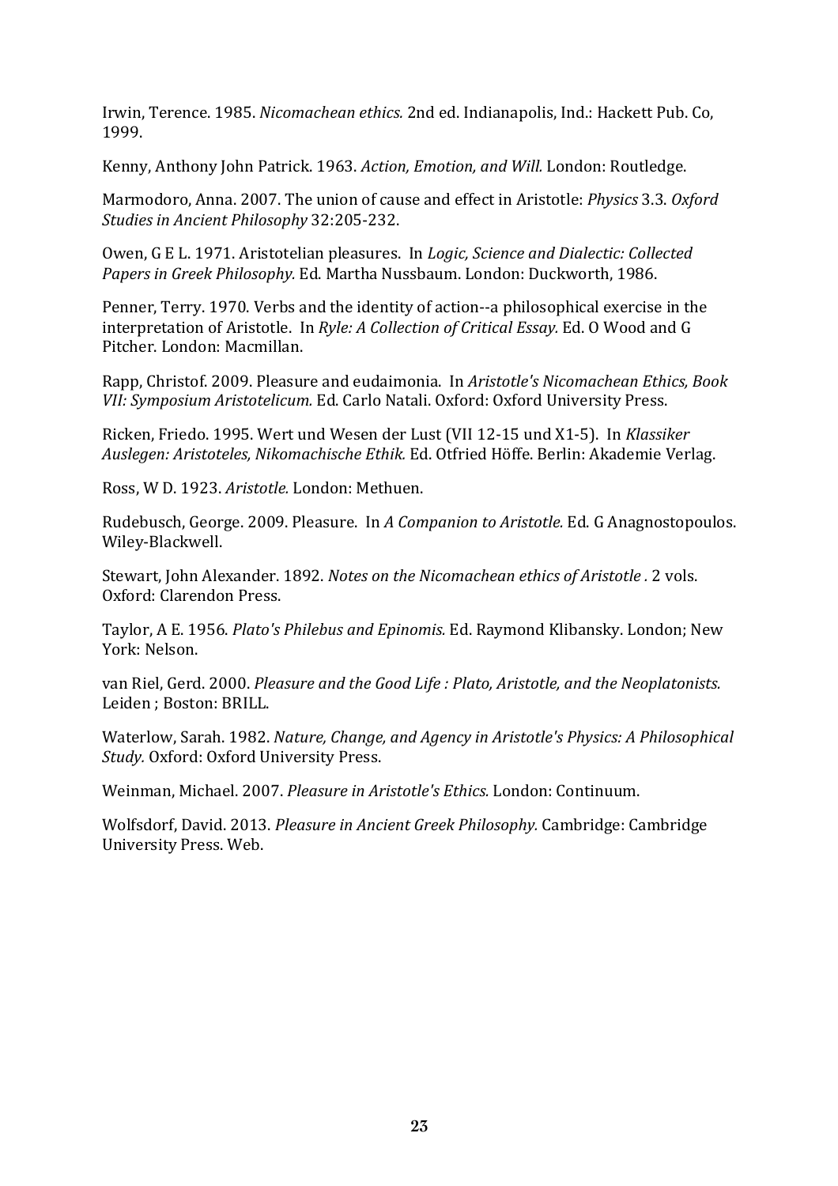Irwin, Terence. 1985. *Nicomachean ethics.* 2nd ed. Indianapolis, Ind.: Hackett Pub. Co, 1999.

Kenny, Anthony John Patrick. 1963. *Action, Emotion, and Will.* London: Routledge.

Marmodoro, Anna. 2007. The union of cause and effect in Aristotle: *Physics* 3.3. *Oxford Studies in Ancient Philosophy* 32:205-232.

Owen, G E L. 1971. Aristotelian pleasures. In *Logic, Science and Dialectic: Collected Papers in Greek Philosophy.* Ed. Martha Nussbaum. London: Duckworth, 1986.

Penner, Terry. 1970. Verbs and the identity of action--a philosophical exercise in the interpretation of Aristotle. In *Ryle: A Collection of Critical Essay.* Ed. O Wood and G Pitcher. London: Macmillan.

Rapp, Christof. 2009. Pleasure and eudaimonia. In *Aristotle's Nicomachean Ethics, Book VII: Symposium Aristotelicum.* Ed. Carlo Natali. Oxford: Oxford University Press.

Ricken, Friedo. 1995. Wert und Wesen der Lust (VII 12-15 und X1-5). In *Klassiker Auslegen: Aristoteles, Nikomachische Ethik.* Ed. Otfried Höffe. Berlin: Akademie Verlag.

Ross, W D. 1923. *Aristotle.* London: Methuen.

Rudebusch, George. 2009. Pleasure. In *A Companion to Aristotle.* Ed. G Anagnostopoulos. Wiley-Blackwell.

Stewart, John Alexander. 1892. *Notes on the Nicomachean ethics of Aristotle .* 2 vols. Oxford: Clarendon Press.

Taylor, A E. 1956. *Plato's Philebus and Epinomis.* Ed. Raymond Klibansky. London; New York: Nelson.

van Riel, Gerd. 2000. *Pleasure and the Good Life : Plato, Aristotle, and the Neoplatonists.* Leiden ; Boston: BRILL.

Waterlow, Sarah. 1982. *Nature, Change, and Agency in Aristotle's Physics: A Philosophical Study.* Oxford: Oxford University Press.

Weinman, Michael. 2007. *Pleasure in Aristotle's Ethics.* London: Continuum.

Wolfsdorf, David. 2013. *Pleasure in Ancient Greek Philosophy.* Cambridge: Cambridge University Press. Web.